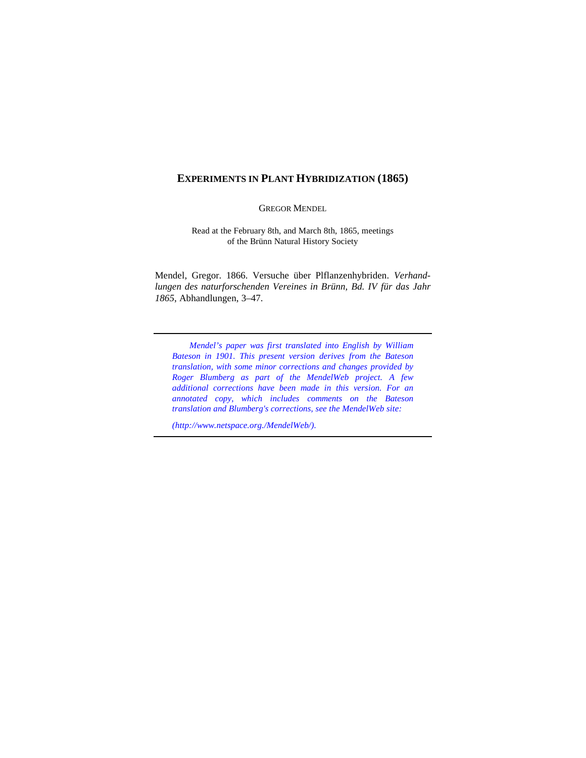# EXPERIMENTS IN PLANT HYBRIDIZATION (1865)

GREGOR MENDEL

Read at the February 8th, and March 8th, 1865, meetings of the Brünn Natural History Society

Mendel, Gregor. 1866. Versuche über Plflanzenhybriden. *Verhandlungen des naturforschenden Vereines in Brünn, Bd. IV für das Jahr 1865*, Abhandlungen, 3–47.

---

*Mendel's paper was first translated into English by William Bateson in 1901. This present version derives from the Bateson translation, with some minor corrections and changes provided by Roger Blumberg as part of the MendelWeb project. A few additional corrections have been made in this version. For an annotated copy, which includes comments on the Bateson translation and Blumberg's corrections, see the MendelWeb site:*

*(http://www.netspace.org./MendelWeb/).*

---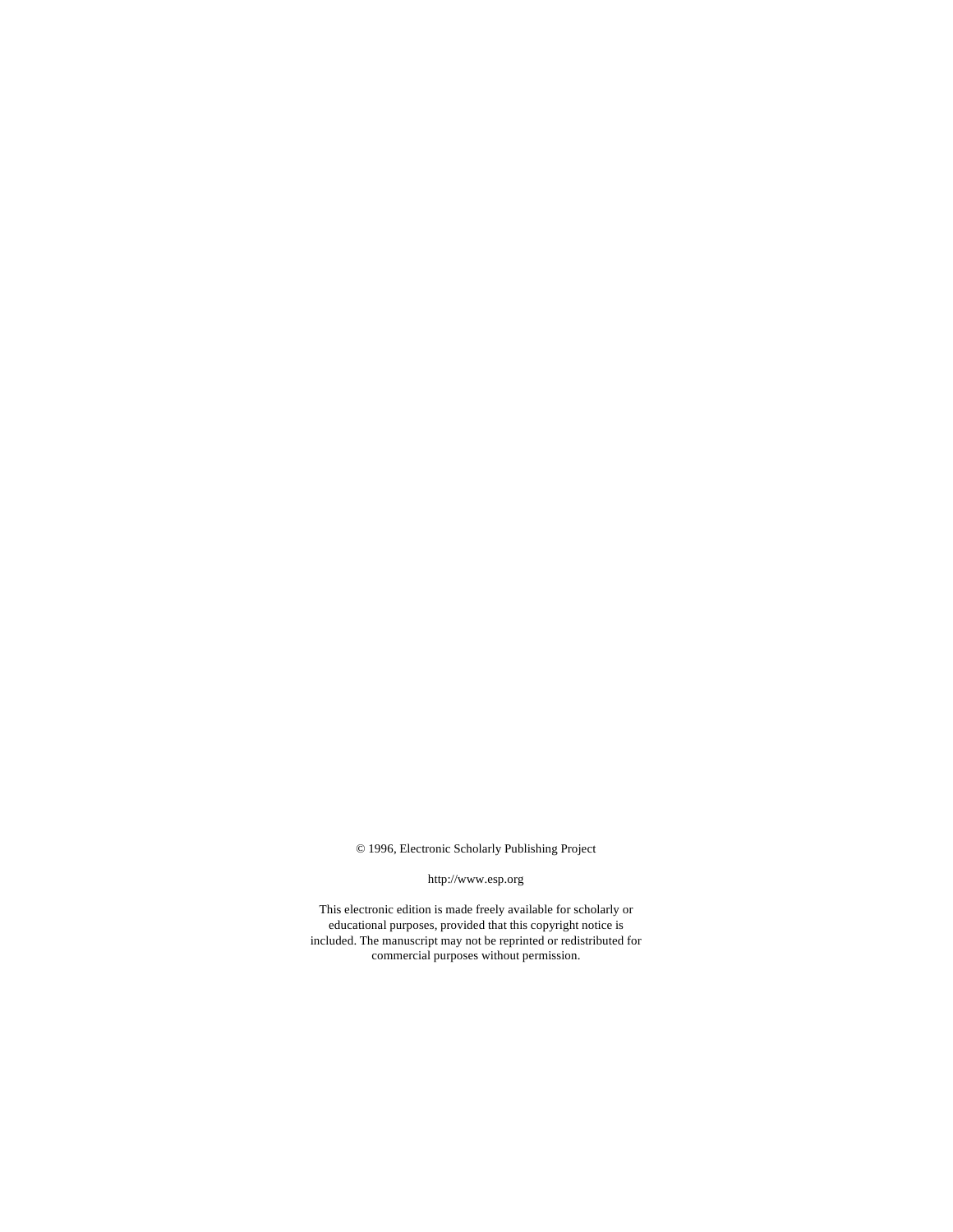© 1996, Electronic Scholarly Publishing Project

http://www.esp.org

This electronic edition is made freely available for scholarly or educational purposes, provided that this copyright notice is included. The manuscript may not be reprinted or redistributed for commercial purposes without permission.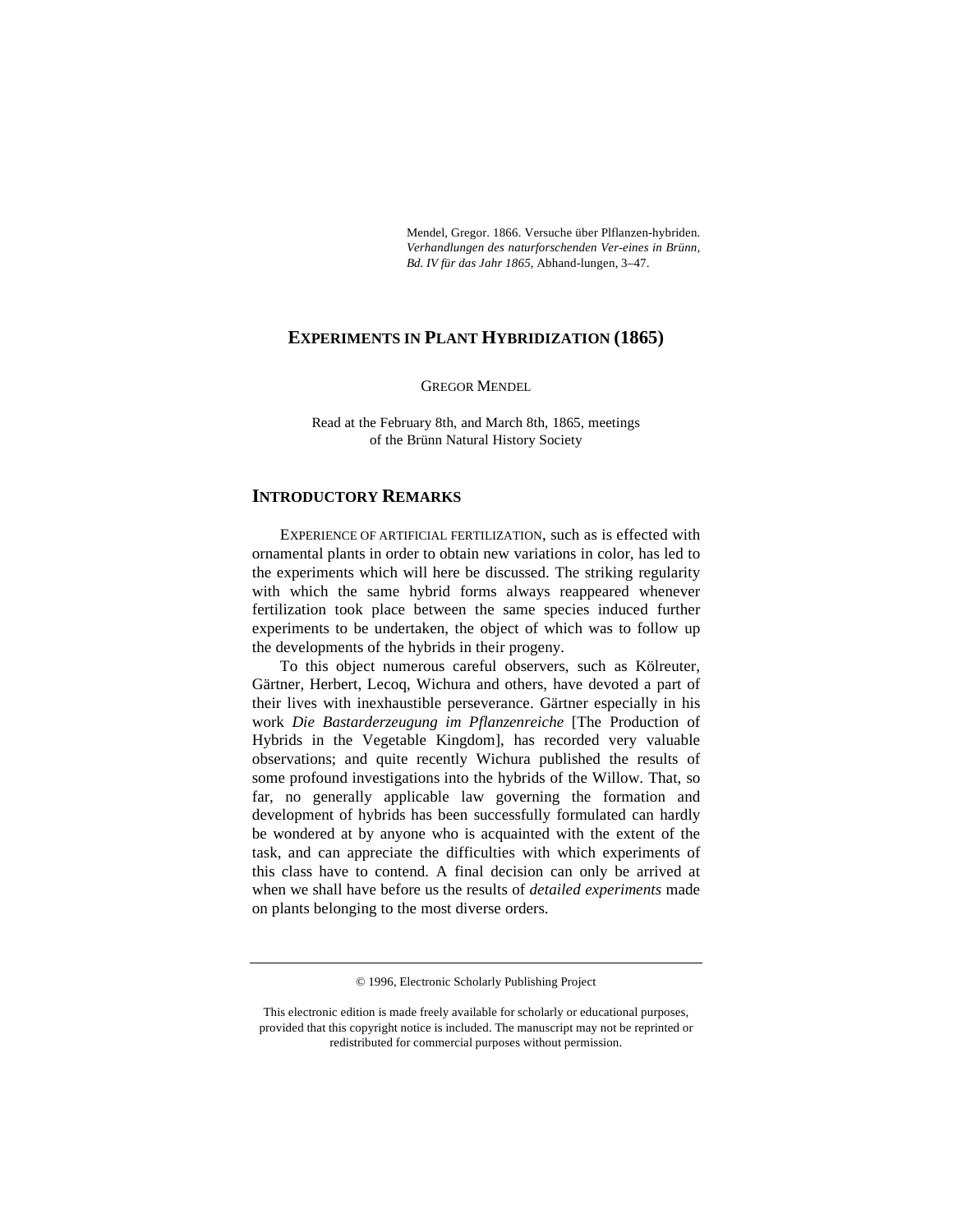Mendel, Gregor. 1866. Versuche über Plflanzen-hybriden. *Verhandlungen des naturforschenden Ver-eines in Brünn, Bd. IV für das Jahr 1865*, Abhand-lungen, 3–47.

# EXPERIMENTS IN PLANT HYBRIDIZATION (1865)

GREGOR MENDEL

Read at the February 8th, and March 8th, 1865, meetings of the Brünn Natural History Society

## INTRODUCTORY REMARKS

EXPERIENCE OF ARTIFICIAL FERTILIZATION, such as is effected with ornamental plants in order to obtain new variations in color, has led to the experiments which will here be discussed. The striking regularity with which the same hybrid forms always reappeared whenever fertilization took place between the same species induced further experiments to be undertaken, the object of which was to follow up the developments of the hybrids in their progeny.

To this object numerous careful observers, such as Kölreuter, Gärtner, Herbert, Lecoq, Wichura and others, have devoted a part of their lives with inexhaustible perseverance. Gärtner especially in his work *Die Bastarderzeugung im Pflanzenreiche* [The Production of Hybrids in the Vegetable Kingdom], has recorded very valuable observations; and quite recently Wichura published the results of some profound investigations into the hybrids of the Willow. That, so far, no generally applicable law governing the formation and development of hybrids has been successfully formulated can hardly be wondered at by anyone who is acquainted with the extent of the task, and can appreciate the difficulties with which experiments of this class have to contend. A final decision can only be arrived at when we shall have before us the results of *detailed experiments* made on plants belonging to the most diverse orders.

© 1996, Electronic Scholarly Publishing Project

This electronic edition is made freely available for scholarly or educational purposes, provided that this copyright notice is included. The manuscript may not be reprinted or redistributed for commercial purposes without permission.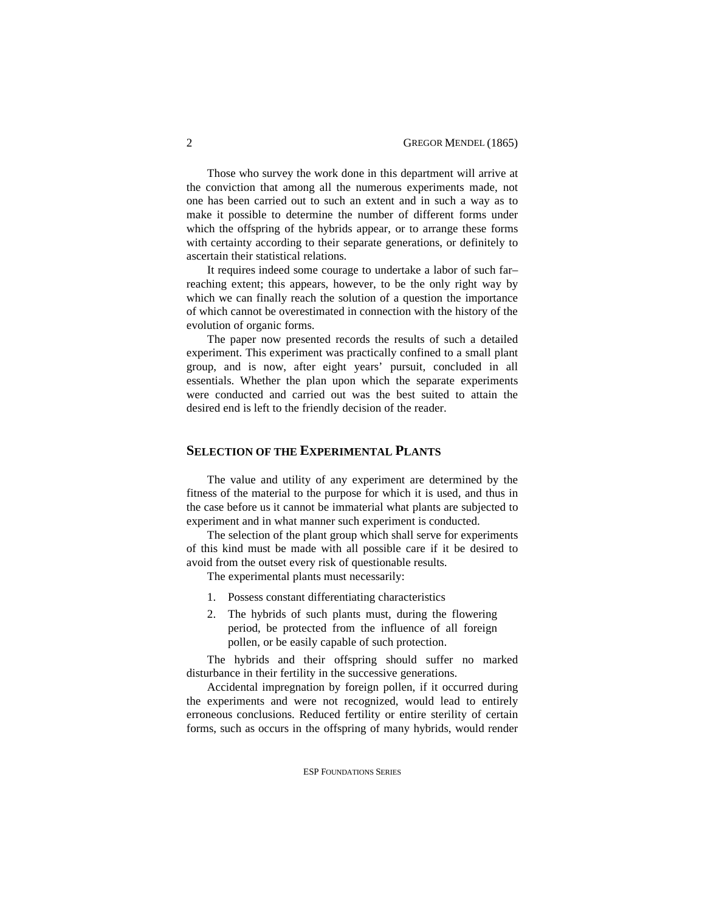Those who survey the work done in this department will arrive at the conviction that among all the numerous experiments made, not one has been carried out to such an extent and in such a way as to make it possible to determine the number of different forms under which the offspring of the hybrids appear, or to arrange these forms with certainty according to their separate generations, or definitely to ascertain their statistical relations.

It requires indeed some courage to undertake a labor of such far–reaching extent; this appears, however, to be the only right way by which we can finally reach the solution of a question the importance of which cannot be overestimated in connection with the history of the evolution of organic forms.

The paper now presented records the results of such a detailed experiment. This experiment was practically confined to a small plant group, and is now, after eight years' pursuit, concluded in all essentials. Whether the plan upon which the separate experiments were conducted and carried out was the best suited to attain the desired end is left to the friendly decision of the reader.

## Selection of the Experimental Plants

The value and utility of any experiment are determined by the fitness of the material to the purpose for which it is used, and thus in the case before us it cannot be immaterial what plants are subjected to experiment and in what manner such experiment is conducted.

The selection of the plant group which shall serve for experiments of this kind must be made with all possible care if it be desired to avoid from the outset every risk of questionable results.

The experimental plants must necessarily:

1. Possess constant differentiating characteristics
2. The hybrids of such plants must, during the flowering period, be protected from the influence of all foreign pollen, or be easily capable of such protection.

The hybrids and their offspring should suffer no marked disturbance in their fertility in the successive generations.

Accidental impregnation by foreign pollen, if it occurred during the experiments and were not recognized, would lead to entirely erroneous conclusions. Reduced fertility or entire sterility of certain forms, such as occurs in the offspring of many hybrids, would render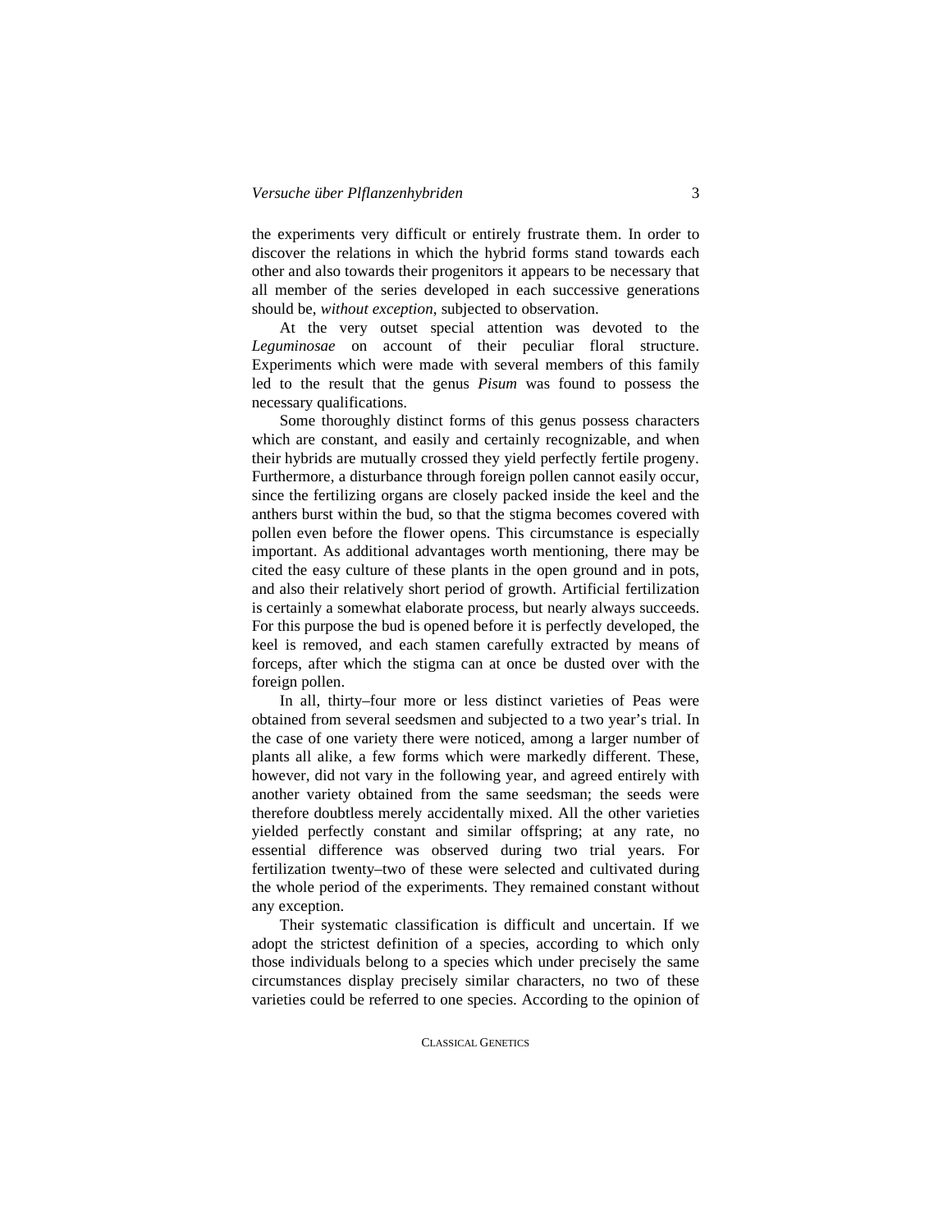the experiments very difficult or entirely frustrate them. In order to discover the relations in which the hybrid forms stand towards each other and also towards their progenitors it appears to be necessary that all member of the series developed in each successive generations should be, *without exception*, subjected to observation.

At the very outset special attention was devoted to the *Leguminosae* on account of their peculiar floral structure. Experiments which were made with several members of this family led to the result that the genus *Pisum* was found to possess the necessary qualifications.

Some thoroughly distinct forms of this genus possess characters which are constant, and easily and certainly recognizable, and when their hybrids are mutually crossed they yield perfectly fertile progeny. Furthermore, a disturbance through foreign pollen cannot easily occur, since the fertilizing organs are closely packed inside the keel and the anthers burst within the bud, so that the stigma becomes covered with pollen even before the flower opens. This circumstance is especially important. As additional advantages worth mentioning, there may be cited the easy culture of these plants in the open ground and in pots, and also their relatively short period of growth. Artificial fertilization is certainly a somewhat elaborate process, but nearly always succeeds. For this purpose the bud is opened before it is perfectly developed, the keel is removed, and each stamen carefully extracted by means of forceps, after which the stigma can at once be dusted over with the foreign pollen.

In all, thirty–four more or less distinct varieties of Peas were obtained from several seedsmen and subjected to a two year's trial. In the case of one variety there were noticed, among a larger number of plants all alike, a few forms which were markedly different. These, however, did not vary in the following year, and agreed entirely with another variety obtained from the same seedsman; the seeds were therefore doubtless merely accidentally mixed. All the other varieties yielded perfectly constant and similar offspring; at any rate, no essential difference was observed during two trial years. For fertilization twenty–two of these were selected and cultivated during the whole period of the experiments. They remained constant without any exception.

Their systematic classification is difficult and uncertain. If we adopt the strictest definition of a species, according to which only those individuals belong to a species which under precisely the same circumstances display precisely similar characters, no two of these varieties could be referred to one species. According to the opinion of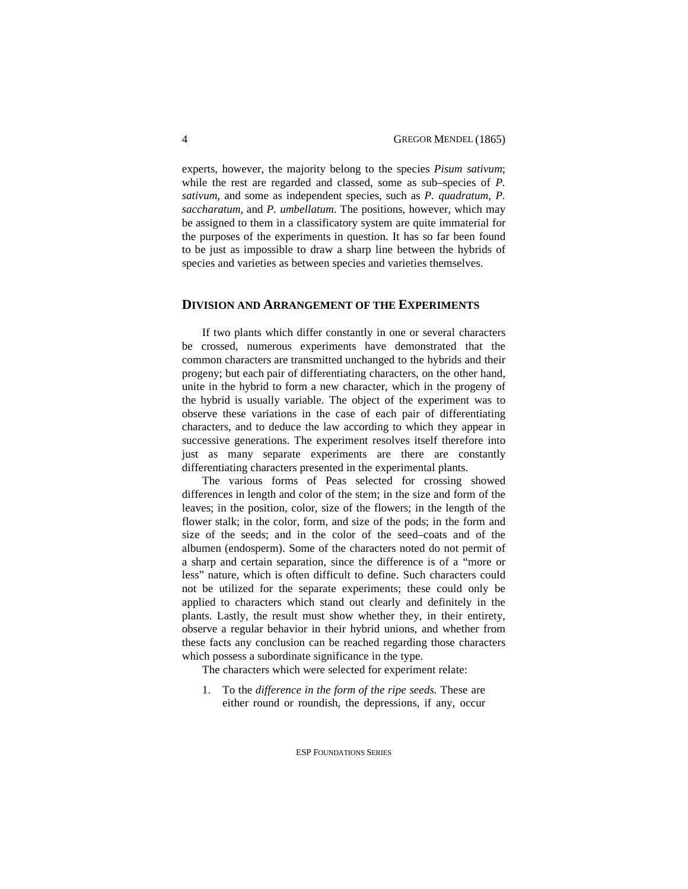experts, however, the majority belong to the species *Pisum sativum*; while the rest are regarded and classed, some as sub–species of *P. sativum*, and some as independent species, such as *P. quadratum*, *P. saccharatum*, and *P. umbellatum*. The positions, however, which may be assigned to them in a classificatory system are quite immaterial for the purposes of the experiments in question. It has so far been found to be just as impossible to draw a sharp line between the hybrids of species and varieties as between species and varieties themselves.

## Division and Arrangement of the Experiments

If two plants which differ constantly in one or several characters be crossed, numerous experiments have demonstrated that the common characters are transmitted unchanged to the hybrids and their progeny; but each pair of differentiating characters, on the other hand, unite in the hybrid to form a new character, which in the progeny of the hybrid is usually variable. The object of the experiment was to observe these variations in the case of each pair of differentiating characters, and to deduce the law according to which they appear in successive generations. The experiment resolves itself therefore into just as many separate experiments are there are constantly differentiating characters presented in the experimental plants.

The various forms of Peas selected for crossing showed differences in length and color of the stem; in the size and form of the leaves; in the position, color, size of the flowers; in the length of the flower stalk; in the color, form, and size of the pods; in the form and size of the seeds; and in the color of the seed–coats and of the albumen (endosperm). Some of the characters noted do not permit of a sharp and certain separation, since the difference is of a "more or less" nature, which is often difficult to define. Such characters could not be utilized for the separate experiments; these could only be applied to characters which stand out clearly and definitely in the plants. Lastly, the result must show whether they, in their entirety, observe a regular behavior in their hybrid unions, and whether from these facts any conclusion can be reached regarding those characters which possess a subordinate significance in the type.

The characters which were selected for experiment relate:

1. To the *difference in the form of the ripe seeds.* These are either round or roundish, the depressions, if any, occur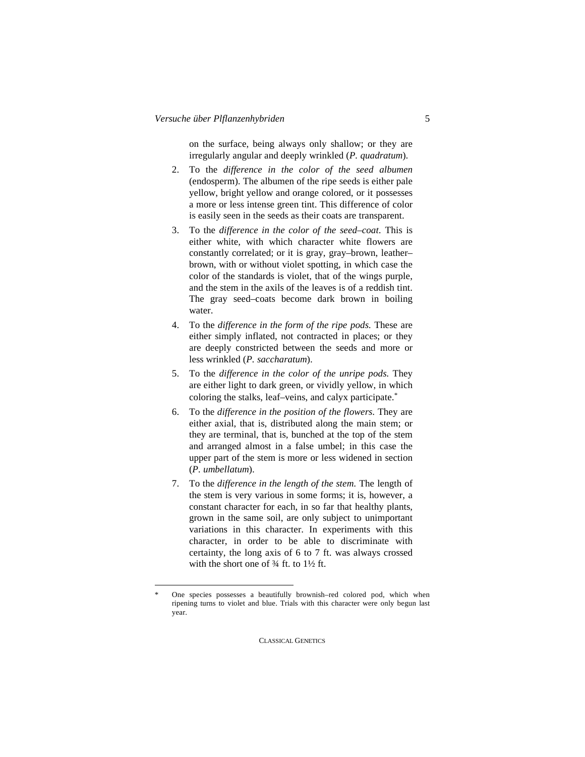on the surface, being always only shallow; or they are irregularly angular and deeply wrinkled (*P. quadratum*).

2. To the *difference in the color of the seed albumen* (endosperm). The albumen of the ripe seeds is either pale yellow, bright yellow and orange colored, or it possesses a more or less intense green tint. This difference of color is easily seen in the seeds as their coats are transparent.
3. To the *difference in the color of the seed–coat.* This is either white, with which character white flowers are constantly correlated; or it is gray, gray–brown, leather–brown, with or without violet spotting, in which case the color of the standards is violet, that of the wings purple, and the stem in the axils of the leaves is of a reddish tint. The gray seed–coats become dark brown in boiling water.
4. To the *difference in the form of the ripe pods.* These are either simply inflated, not contracted in places; or they are deeply constricted between the seeds and more or less wrinkled (*P. saccharatum*).
5. To the *difference in the color of the unripe pods.* They are either light to dark green, or vividly yellow, in which coloring the stalks, leaf–veins, and calyx participate.*
6. To the *difference in the position of the flowers.* They are either axial, that is, distributed along the main stem; or they are terminal, that is, bunched at the top of the stem and arranged almost in a false umbel; in this case the upper part of the stem is more or less widened in section (*P. umbellatum*).
7. To the *difference in the length of the stem.* The length of the stem is very various in some forms; it is, however, a constant character for each, in so far that healthy plants, grown in the same soil, are only subject to unimportant variations in this character. In experiments with this character, in order to be able to discriminate with certainty, the long axis of 6 to 7 ft. was always crossed with the short one of ¾ ft. to 1½ ft.

---

\* One species possesses a beautifully brownish–red colored pod, which when ripening turns to violet and blue. Trials with this character were only begun last year.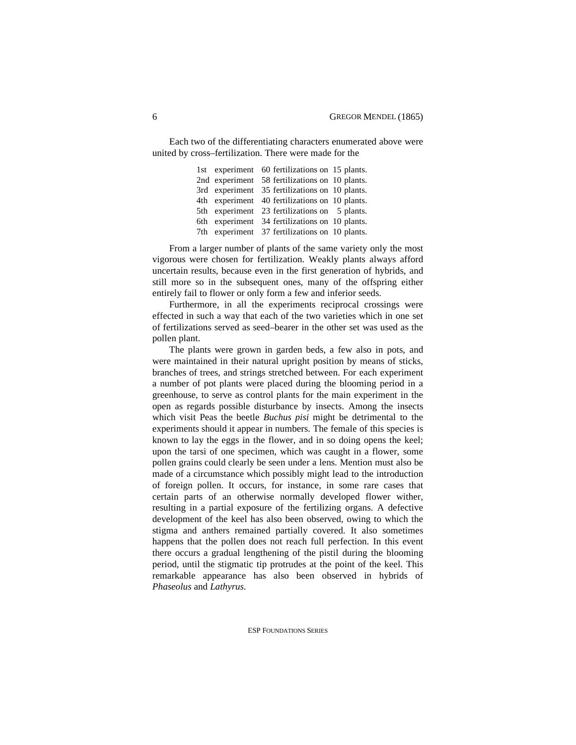Each two of the differentiating characters enumerated above were united by cross–fertilization. There were made for the

| | | | |
|---|---|---|---|
| 1st | experiment | 60 fertilizations on | 15 plants. |
| 2nd | experiment | 58 fertilizations on | 10 plants. |
| 3rd | experiment | 35 fertilizations on | 10 plants. |
| 4th | experiment | 40 fertilizations on | 10 plants. |
| 5th | experiment | 23 fertilizations on | 5 plants. |
| 6th | experiment | 34 fertilizations on | 10 plants. |
| 7th | experiment | 37 fertilizations on | 10 plants. |

From a larger number of plants of the same variety only the most vigorous were chosen for fertilization. Weakly plants always afford uncertain results, because even in the first generation of hybrids, and still more so in the subsequent ones, many of the offspring either entirely fail to flower or only form a few and inferior seeds.

Furthermore, in all the experiments reciprocal crossings were effected in such a way that each of the two varieties which in one set of fertilizations served as seed–bearer in the other set was used as the pollen plant.

The plants were grown in garden beds, a few also in pots, and were maintained in their natural upright position by means of sticks, branches of trees, and strings stretched between. For each experiment a number of pot plants were placed during the blooming period in a greenhouse, to serve as control plants for the main experiment in the open as regards possible disturbance by insects. Among the insects which visit Peas the beetle *Buchus pisi* might be detrimental to the experiments should it appear in numbers. The female of this species is known to lay the eggs in the flower, and in so doing opens the keel; upon the tarsi of one specimen, which was caught in a flower, some pollen grains could clearly be seen under a lens. Mention must also be made of a circumstance which possibly might lead to the introduction of foreign pollen. It occurs, for instance, in some rare cases that certain parts of an otherwise normally developed flower wither, resulting in a partial exposure of the fertilizing organs. A defective development of the keel has also been observed, owing to which the stigma and anthers remained partially covered. It also sometimes happens that the pollen does not reach full perfection. In this event there occurs a gradual lengthening of the pistil during the blooming period, until the stigmatic tip protrudes at the point of the keel. This remarkable appearance has also been observed in hybrids of *Phaseolus* and *Lathyrus*.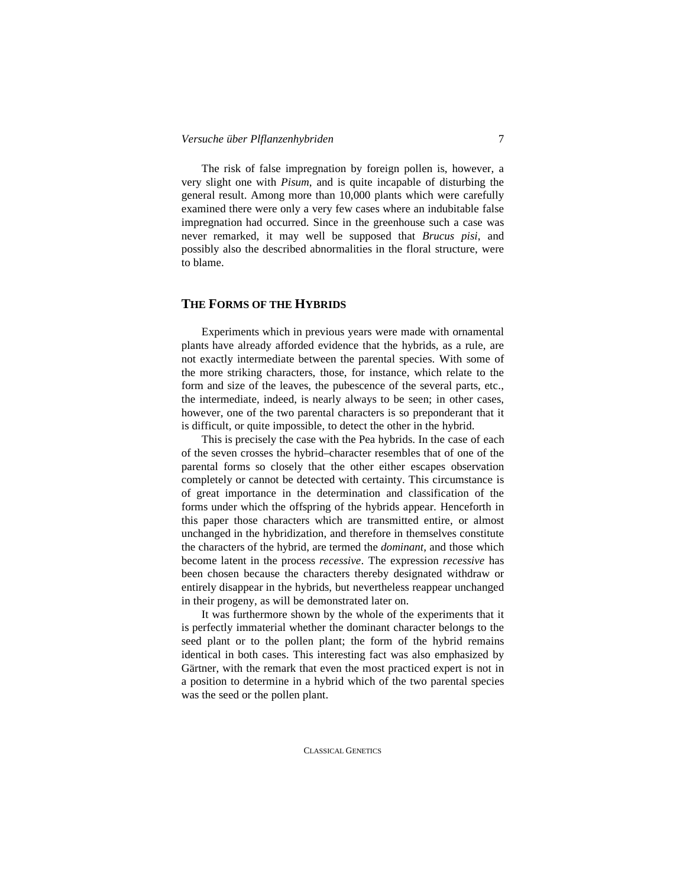The risk of false impregnation by foreign pollen is, however, a very slight one with *Pisum*, and is quite incapable of disturbing the general result. Among more than 10,000 plants which were carefully examined there were only a very few cases where an indubitable false impregnation had occurred. Since in the greenhouse such a case was never remarked, it may well be supposed that *Brucus pisi*, and possibly also the described abnormalities in the floral structure, were to blame.

## THE FORMS OF THE HYBRIDS

Experiments which in previous years were made with ornamental plants have already afforded evidence that the hybrids, as a rule, are not exactly intermediate between the parental species. With some of the more striking characters, those, for instance, which relate to the form and size of the leaves, the pubescence of the several parts, etc., the intermediate, indeed, is nearly always to be seen; in other cases, however, one of the two parental characters is so preponderant that it is difficult, or quite impossible, to detect the other in the hybrid.

This is precisely the case with the Pea hybrids. In the case of each of the seven crosses the hybrid–character resembles that of one of the parental forms so closely that the other either escapes observation completely or cannot be detected with certainty. This circumstance is of great importance in the determination and classification of the forms under which the offspring of the hybrids appear. Henceforth in this paper those characters which are transmitted entire, or almost unchanged in the hybridization, and therefore in themselves constitute the characters of the hybrid, are termed the *dominant*, and those which become latent in the process *recessive*. The expression *recessive* has been chosen because the characters thereby designated withdraw or entirely disappear in the hybrids, but nevertheless reappear unchanged in their progeny, as will be demonstrated later on.

It was furthermore shown by the whole of the experiments that it is perfectly immaterial whether the dominant character belongs to the seed plant or to the pollen plant; the form of the hybrid remains identical in both cases. This interesting fact was also emphasized by Gärtner, with the remark that even the most practiced expert is not in a position to determine in a hybrid which of the two parental species was the seed or the pollen plant.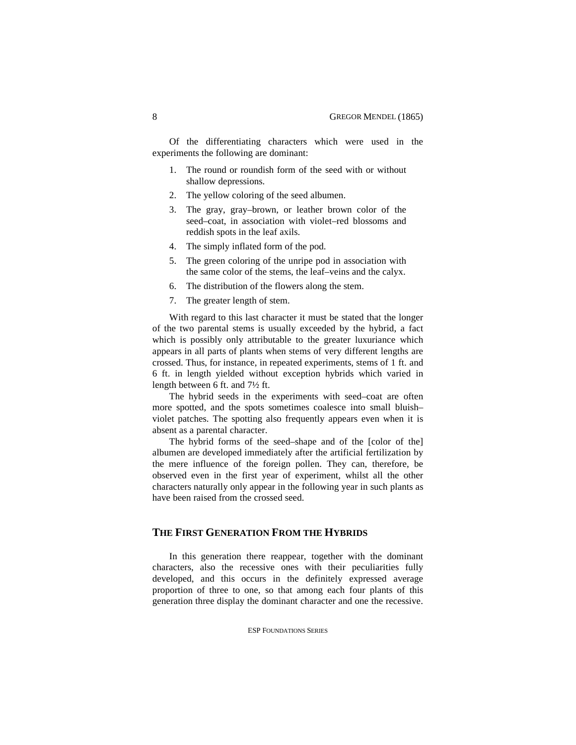Of the differentiating characters which were used in the experiments the following are dominant:

1. The round or roundish form of the seed with or without shallow depressions.
2. The yellow coloring of the seed albumen.
3. The gray, gray–brown, or leather brown color of the seed–coat, in association with violet–red blossoms and reddish spots in the leaf axils.
4. The simply inflated form of the pod.
5. The green coloring of the unripe pod in association with the same color of the stems, the leaf–veins and the calyx.
6. The distribution of the flowers along the stem.
7. The greater length of stem.

With regard to this last character it must be stated that the longer of the two parental stems is usually exceeded by the hybrid, a fact which is possibly only attributable to the greater luxuriance which appears in all parts of plants when stems of very different lengths are crossed. Thus, for instance, in repeated experiments, stems of 1 ft. and 6 ft. in length yielded without exception hybrids which varied in length between 6 ft. and 7½ ft.

The hybrid seeds in the experiments with seed–coat are often more spotted, and the spots sometimes coalesce into small bluish–violet patches. The spotting also frequently appears even when it is absent as a parental character.

The hybrid forms of the seed–shape and of the [color of the] albumen are developed immediately after the artificial fertilization by the mere influence of the foreign pollen. They can, therefore, be observed even in the first year of experiment, whilst all the other characters naturally only appear in the following year in such plants as have been raised from the crossed seed.

## THE FIRST GENERATION FROM THE HYBRIDS

In this generation there reappear, together with the dominant characters, also the recessive ones with their peculiarities fully developed, and this occurs in the definitely expressed average proportion of three to one, so that among each four plants of this generation three display the dominant character and one the recessive.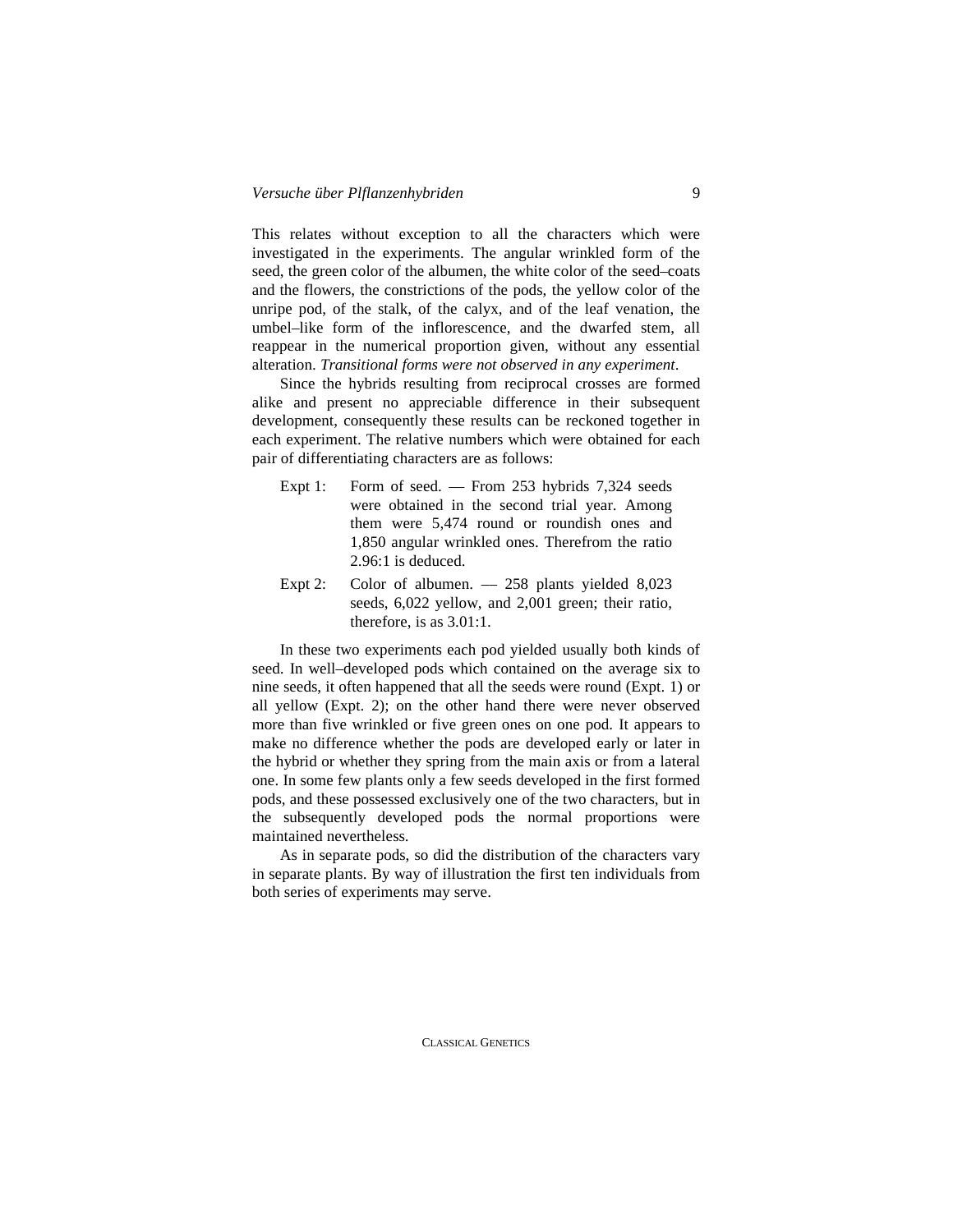This relates without exception to all the characters which were investigated in the experiments. The angular wrinkled form of the seed, the green color of the albumen, the white color of the seed–coats and the flowers, the constrictions of the pods, the yellow color of the unripe pod, of the stalk, of the calyx, and of the leaf venation, the umbel–like form of the inflorescence, and the dwarfed stem, all reappear in the numerical proportion given, without any essential alteration. *Transitional forms were not observed in any experiment*.

Since the hybrids resulting from reciprocal crosses are formed alike and present no appreciable difference in their subsequent development, consequently these results can be reckoned together in each experiment. The relative numbers which were obtained for each pair of differentiating characters are as follows:

Expt 1: Form of seed. — From 253 hybrids 7,324 seeds were obtained in the second trial year. Among them were 5,474 round or roundish ones and 1,850 angular wrinkled ones. Therefrom the ratio 2.96:1 is deduced.

Expt 2: Color of albumen. — 258 plants yielded 8,023 seeds, 6,022 yellow, and 2,001 green; their ratio, therefore, is as 3.01:1.

In these two experiments each pod yielded usually both kinds of seed. In well–developed pods which contained on the average six to nine seeds, it often happened that all the seeds were round (Expt. 1) or all yellow (Expt. 2); on the other hand there were never observed more than five wrinkled or five green ones on one pod. It appears to make no difference whether the pods are developed early or later in the hybrid or whether they spring from the main axis or from a lateral one. In some few plants only a few seeds developed in the first formed pods, and these possessed exclusively one of the two characters, but in the subsequently developed pods the normal proportions were maintained nevertheless.

As in separate pods, so did the distribution of the characters vary in separate plants. By way of illustration the first ten individuals from both series of experiments may serve.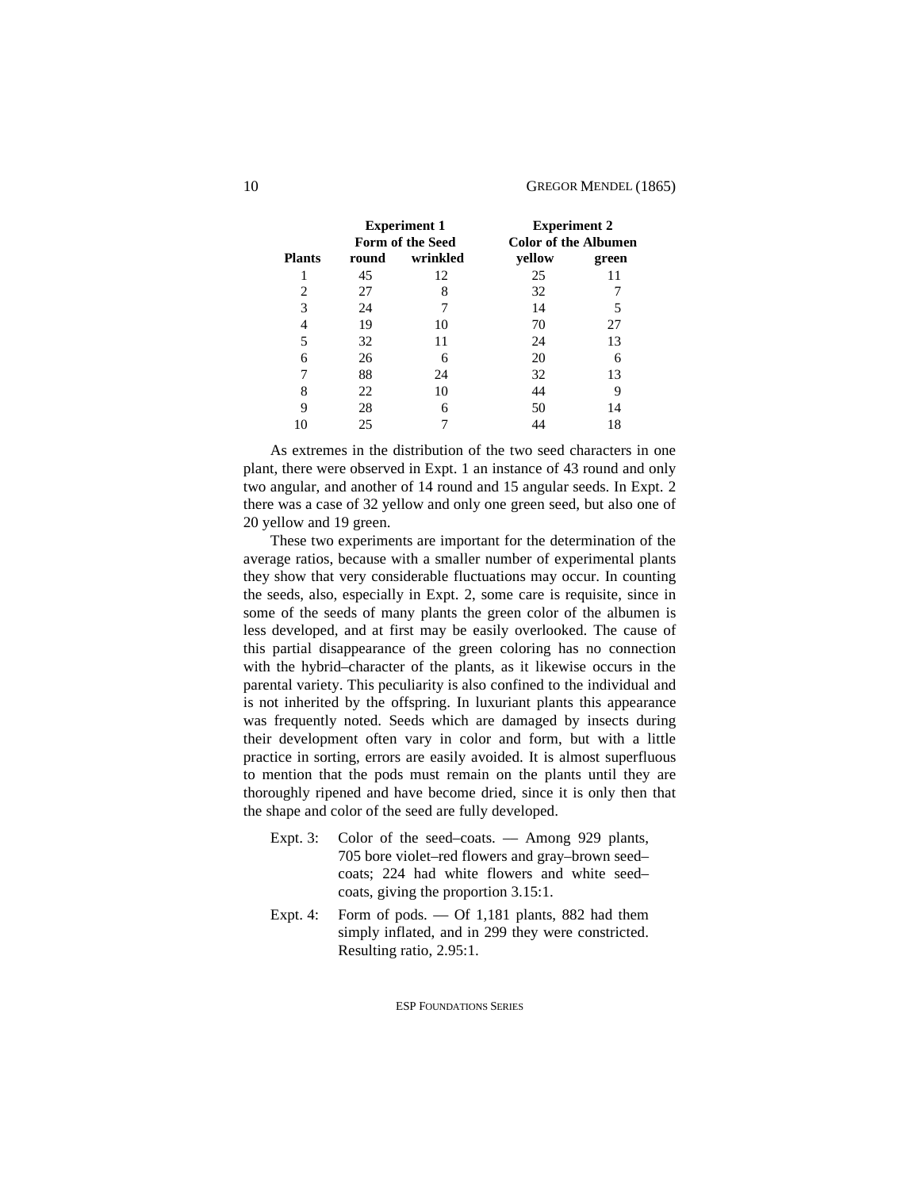| Plants | Experiment 1 Form of the Seed | | Experiment 2 Color of the Albumen | |
|---|---|---|---|---|
| | round | wrinkled | yellow | green |
| 1 | 45 | 12 | 25 | 11 |
| 2 | 27 | 8 | 32 | 7 |
| 3 | 24 | 7 | 14 | 5 |
| 4 | 19 | 10 | 70 | 27 |
| 5 | 32 | 11 | 24 | 13 |
| 6 | 26 | 6 | 20 | 6 |
| 7 | 88 | 24 | 32 | 13 |
| 8 | 22 | 10 | 44 | 9 |
| 9 | 28 | 6 | 50 | 14 |
| 10 | 25 | 7 | 44 | 18 |

As extremes in the distribution of the two seed characters in one plant, there were observed in Expt. 1 an instance of 43 round and only two angular, and another of 14 round and 15 angular seeds. In Expt. 2 there was a case of 32 yellow and only one green seed, but also one of 20 yellow and 19 green.

These two experiments are important for the determination of the average ratios, because with a smaller number of experimental plants they show that very considerable fluctuations may occur. In counting the seeds, also, especially in Expt. 2, some care is requisite, since in some of the seeds of many plants the green color of the albumen is less developed, and at first may be easily overlooked. The cause of this partial disappearance of the green coloring has no connection with the hybrid–character of the plants, as it likewise occurs in the parental variety. This peculiarity is also confined to the individual and is not inherited by the offspring. In luxuriant plants this appearance was frequently noted. Seeds which are damaged by insects during their development often vary in color and form, but with a little practice in sorting, errors are easily avoided. It is almost superfluous to mention that the pods must remain on the plants until they are thoroughly ripened and have become dried, since it is only then that the shape and color of the seed are fully developed.

Expt. 3: Color of the seed–coats. — Among 929 plants, 705 bore violet–red flowers and gray–brown seed–coats; 224 had white flowers and white seed–coats, giving the proportion 3.15:1.

Expt. 4: Form of pods. — Of 1,181 plants, 882 had them simply inflated, and in 299 they were constricted. Resulting ratio, 2.95:1.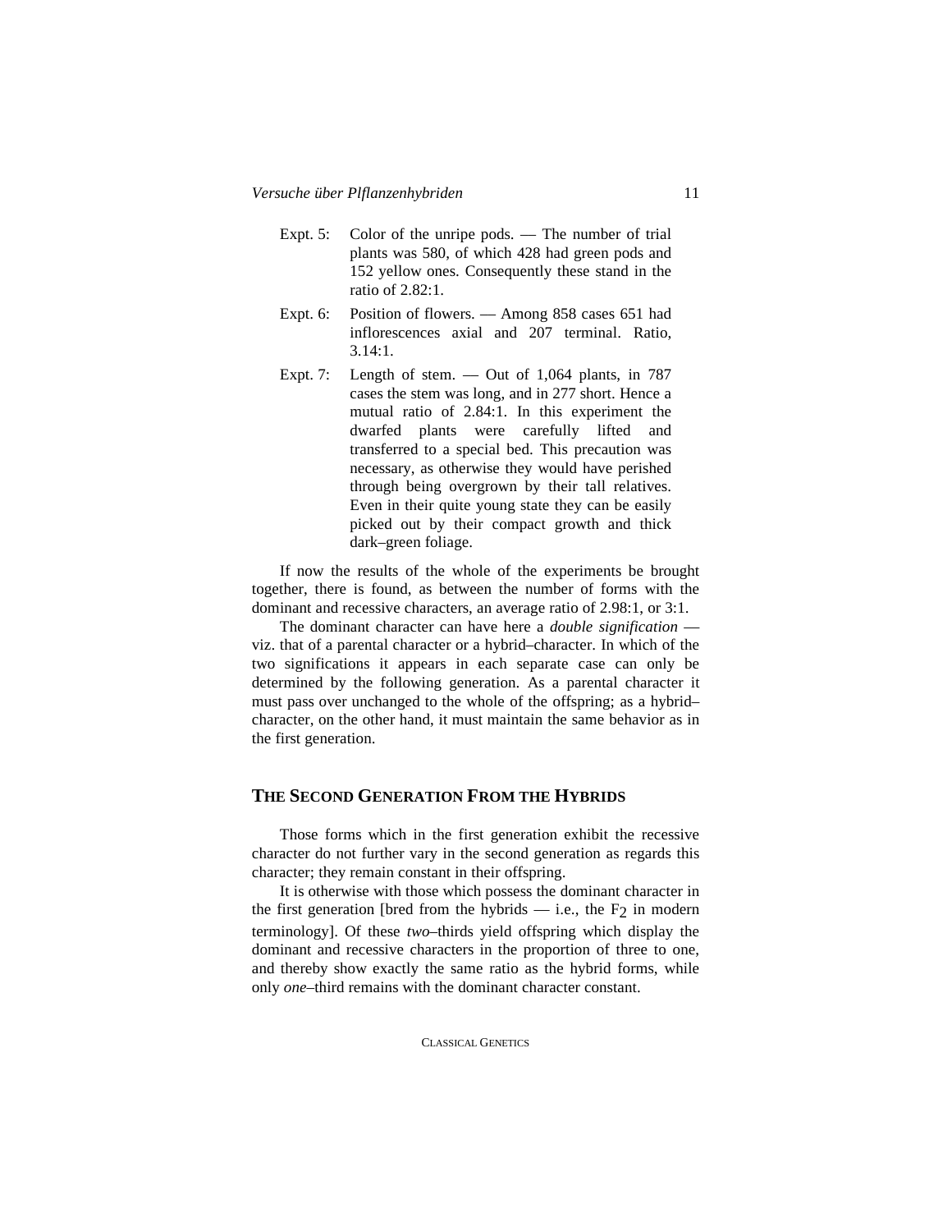Expt. 5: Color of the unripe pods. — The number of trial plants was 580, of which 428 had green pods and 152 yellow ones. Consequently these stand in the ratio of 2.82:1.

Expt. 6: Position of flowers. — Among 858 cases 651 had inflorescences axial and 207 terminal. Ratio, 3.14:1.

Expt. 7: Length of stem. — Out of 1,064 plants, in 787 cases the stem was long, and in 277 short. Hence a mutual ratio of 2.84:1. In this experiment the dwarfed plants were carefully lifted and transferred to a special bed. This precaution was necessary, as otherwise they would have perished through being overgrown by their tall relatives. Even in their quite young state they can be easily picked out by their compact growth and thick dark–green foliage.

If now the results of the whole of the experiments be brought together, there is found, as between the number of forms with the dominant and recessive characters, an average ratio of 2.98:1, or 3:1.

The dominant character can have here a *double signification* — viz. that of a parental character or a hybrid–character. In which of the two significations it appears in each separate case can only be determined by the following generation. As a parental character it must pass over unchanged to the whole of the offspring; as a hybrid–character, on the other hand, it must maintain the same behavior as in the first generation.

## The Second Generation From the Hybrids

Those forms which in the first generation exhibit the recessive character do not further vary in the second generation as regards this character; they remain constant in their offspring.

It is otherwise with those which possess the dominant character in the first generation [bred from the hybrids — i.e., the $F_2$ in modern terminology]. Of these *two*–thirds yield offspring which display the dominant and recessive characters in the proportion of three to one, and thereby show exactly the same ratio as the hybrid forms, while only *one*–third remains with the dominant character constant.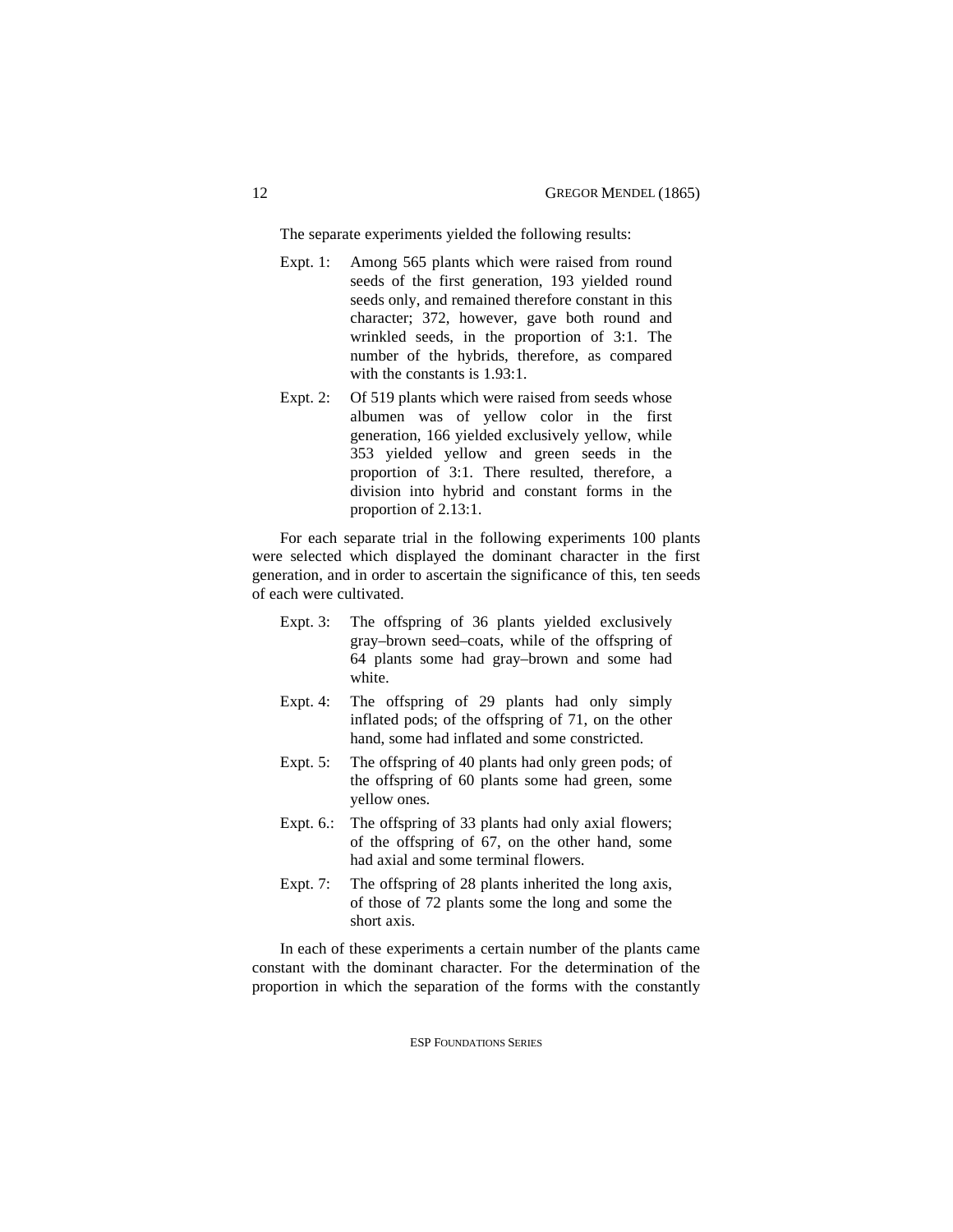The separate experiments yielded the following results:

- Expt. 1: Among 565 plants which were raised from round seeds of the first generation, 193 yielded round seeds only, and remained therefore constant in this character; 372, however, gave both round and wrinkled seeds, in the proportion of 3:1. The number of the hybrids, therefore, as compared with the constants is 1.93:1.
- Expt. 2: Of 519 plants which were raised from seeds whose albumen was of yellow color in the first generation, 166 yielded exclusively yellow, while 353 yielded yellow and green seeds in the proportion of 3:1. There resulted, therefore, a division into hybrid and constant forms in the proportion of 2.13:1.

For each separate trial in the following experiments 100 plants were selected which displayed the dominant character in the first generation, and in order to ascertain the significance of this, ten seeds of each were cultivated.

- Expt. 3: The offspring of 36 plants yielded exclusively gray–brown seed–coats, while of the offspring of 64 plants some had gray–brown and some had white.
- Expt. 4: The offspring of 29 plants had only simply inflated pods; of the offspring of 71, on the other hand, some had inflated and some constricted.
- Expt. 5: The offspring of 40 plants had only green pods; of the offspring of 60 plants some had green, some yellow ones.
- Expt. 6.: The offspring of 33 plants had only axial flowers; of the offspring of 67, on the other hand, some had axial and some terminal flowers.
- Expt. 7: The offspring of 28 plants inherited the long axis, of those of 72 plants some the long and some the short axis.

In each of these experiments a certain number of the plants came constant with the dominant character. For the determination of the proportion in which the separation of the forms with the constantly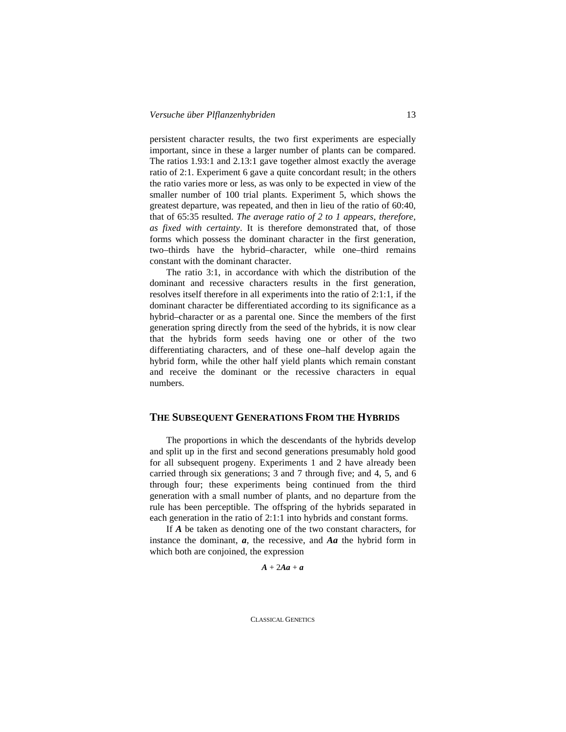persistent character results, the two first experiments are especially important, since in these a larger number of plants can be compared. The ratios 1.93:1 and 2.13:1 gave together almost exactly the average ratio of 2:1. Experiment 6 gave a quite concordant result; in the others the ratio varies more or less, as was only to be expected in view of the smaller number of 100 trial plants. Experiment 5, which shows the greatest departure, was repeated, and then in lieu of the ratio of 60:40, that of 65:35 resulted. *The average ratio of 2 to 1 appears, therefore, as fixed with certainty*. It is therefore demonstrated that, of those forms which possess the dominant character in the first generation, two–thirds have the hybrid–character, while one–third remains constant with the dominant character.

The ratio 3:1, in accordance with which the distribution of the dominant and recessive characters results in the first generation, resolves itself therefore in all experiments into the ratio of 2:1:1, if the dominant character be differentiated according to its significance as a hybrid–character or as a parental one. Since the members of the first generation spring directly from the seed of the hybrids, it is now clear that the hybrids form seeds having one or other of the two differentiating characters, and of these one–half develop again the hybrid form, while the other half yield plants which remain constant and receive the dominant or the recessive characters in equal numbers.

## The Subsequent Generations From the Hybrids

The proportions in which the descendants of the hybrids develop and split up in the first and second generations presumably hold good for all subsequent progeny. Experiments 1 and 2 have already been carried through six generations; 3 and 7 through five; and 4, 5, and 6 through four; these experiments being continued from the third generation with a small number of plants, and no departure from the rule has been perceptible. The offspring of the hybrids separated in each generation in the ratio of 2:1:1 into hybrids and constant forms.

If ***A*** be taken as denoting one of the two constant characters, for instance the dominant, ***a***, the recessive, and ***Aa*** the hybrid form in which both are conjoined, the expression

$$A + 2Aa + a$$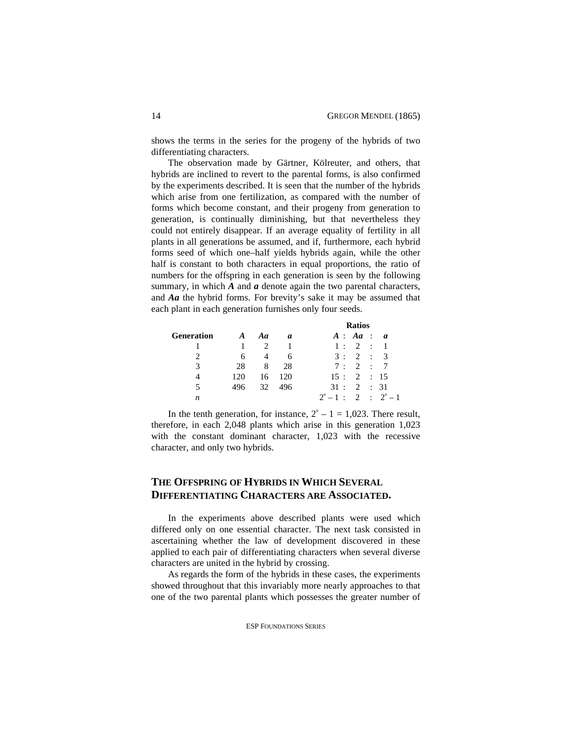shows the terms in the series for the progeny of the hybrids of two differentiating characters.

The observation made by Gärtner, Kölreuter, and others, that hybrids are inclined to revert to the parental forms, is also confirmed by the experiments described. It is seen that the number of the hybrids which arise from one fertilization, as compared with the number of forms which become constant, and their progeny from generation to generation, is continually diminishing, but that nevertheless they could not entirely disappear. If an average equality of fertility in all plants in all generations be assumed, and if, furthermore, each hybrid forms seed of which one–half yields hybrids again, while the other half is constant to both characters in equal proportions, the ratio of numbers for the offspring in each generation is seen by the following summary, in which ***A*** and ***a*** denote again the two parental characters, and ***Aa*** the hybrid forms. For brevity's sake it may be assumed that each plant in each generation furnishes only four seeds.

| Generation | ***A*** | ***Aa*** | ***a*** | Ratios ***A*** : ***Aa*** : ***a*** |
|---|---|---|---|---|
| 1 | 1 | 2 | 1 | 1 : 2 : 1 |
| 2 | 6 | 4 | 6 | 3 : 2 : 3 |
| 3 | 28 | 8 | 28 | 7 : 2 : 7 |
| 4 | 120 | 16 | 120 | 15 : 2 : 15 |
| 5 | 496 | 32 | 496 | 31 : 2 : 31 |
| *n* | | | | $2^n - 1 : 2 : 2^n - 1$ |

In the tenth generation, for instance, $2^n - 1 = 1{,}023$. There result, therefore, in each 2,048 plants which arise in this generation 1,023 with the constant dominant character, 1,023 with the recessive character, and only two hybrids.

## The Offspring of Hybrids in Which Several Differentiating Characters are Associated.

In the experiments above described plants were used which differed only on one essential character. The next task consisted in ascertaining whether the law of development discovered in these applied to each pair of differentiating characters when several diverse characters are united in the hybrid by crossing.

As regards the form of the hybrids in these cases, the experiments showed throughout that this invariably more nearly approaches to that one of the two parental plants which possesses the greater number of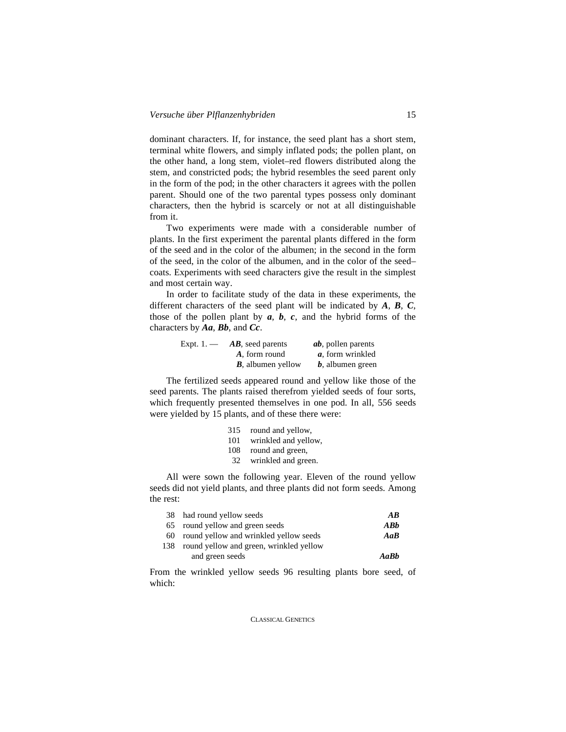dominant characters. If, for instance, the seed plant has a short stem, terminal white flowers, and simply inflated pods; the pollen plant, on the other hand, a long stem, violet–red flowers distributed along the stem, and constricted pods; the hybrid resembles the seed parent only in the form of the pod; in the other characters it agrees with the pollen parent. Should one of the two parental types possess only dominant characters, then the hybrid is scarcely or not at all distinguishable from it.

Two experiments were made with a considerable number of plants. In the first experiment the parental plants differed in the form of the seed and in the color of the albumen; in the second in the form of the seed, in the color of the albumen, and in the color of the seed–coats. Experiments with seed characters give the result in the simplest and most certain way.

In order to facilitate study of the data in these experiments, the different characters of the seed plant will be indicated by ***A***, ***B***, ***C***, those of the pollen plant by ***a***, ***b***, ***c***, and the hybrid forms of the characters by ***Aa***, ***Bb***, and ***Cc***.

| Expt. 1. — | ***AB***, seed parents | ***ab***, pollen parents |
|---|---|---|
| | ***A***, form round | ***a***, form wrinkled |
| | ***B***, albumen yellow | ***b***, albumen green |

The fertilized seeds appeared round and yellow like those of the seed parents. The plants raised therefrom yielded seeds of four sorts, which frequently presented themselves in one pod. In all, 556 seeds were yielded by 15 plants, and of these there were:

| | |
|---|---|
| 315 | round and yellow, |
| 101 | wrinkled and yellow, |
| 108 | round and green, |
| 32 | wrinkled and green. |

All were sown the following year. Eleven of the round yellow seeds did not yield plants, and three plants did not form seeds. Among the rest:

| | | |
|---|---|---|
| 38 | had round yellow seeds | ***AB*** |
| 65 | round yellow and green seeds | ***ABb*** |
| 60 | round yellow and wrinkled yellow seeds | ***AaB*** |
| 138 | round yellow and green, wrinkled yellow and green seeds | ***AaBb*** |

From the wrinkled yellow seeds 96 resulting plants bore seed, of which: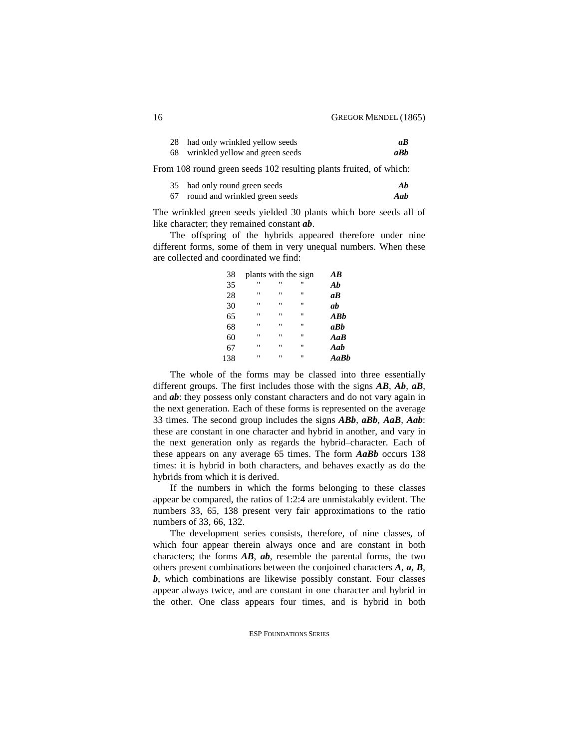| | | |
|---|---|---|
| 28 | had only wrinkled yellow seeds | ***aB*** |
| 68 | wrinkled yellow and green seeds | ***aBb*** |

From 108 round green seeds 102 resulting plants fruited, of which:

| | | |
|---|---|---|
| 35 | had only round green seeds | ***Ab*** |
| 67 | round and wrinkled green seeds | ***Aab*** |

The wrinkled green seeds yielded 30 plants which bore seeds all of like character; they remained constant ***ab***.

The offspring of the hybrids appeared therefore under nine different forms, some of them in very unequal numbers. When these are collected and coordinated we find:

| | | |
|---|---|---|
| 38 | plants with the sign | ***AB*** |
| 35 | " " " | ***Ab*** |
| 28 | " " " | ***aB*** |
| 30 | " " " | ***ab*** |
| 65 | " " " | ***ABb*** |
| 68 | " " " | ***aBb*** |
| 60 | " " " | ***AaB*** |
| 67 | " " " | ***Aab*** |
| 138 | " " " | ***AaBb*** |

The whole of the forms may be classed into three essentially different groups. The first includes those with the signs ***AB***, ***Ab***, ***aB***, and ***ab***: they possess only constant characters and do not vary again in the next generation. Each of these forms is represented on the average 33 times. The second group includes the signs ***ABb***, ***aBb***, ***AaB***, ***Aab***: these are constant in one character and hybrid in another, and vary in the next generation only as regards the hybrid–character. Each of these appears on any average 65 times. The form ***AaBb*** occurs 138 times: it is hybrid in both characters, and behaves exactly as do the hybrids from which it is derived.

If the numbers in which the forms belonging to these classes appear be compared, the ratios of 1:2:4 are unmistakably evident. The numbers 33, 65, 138 present very fair approximations to the ratio numbers of 33, 66, 132.

The development series consists, therefore, of nine classes, of which four appear therein always once and are constant in both characters; the forms ***AB***, ***ab***, resemble the parental forms, the two others present combinations between the conjoined characters ***A***, ***a***, ***B***, ***b***, which combinations are likewise possibly constant. Four classes appear always twice, and are constant in one character and hybrid in the other. One class appears four times, and is hybrid in both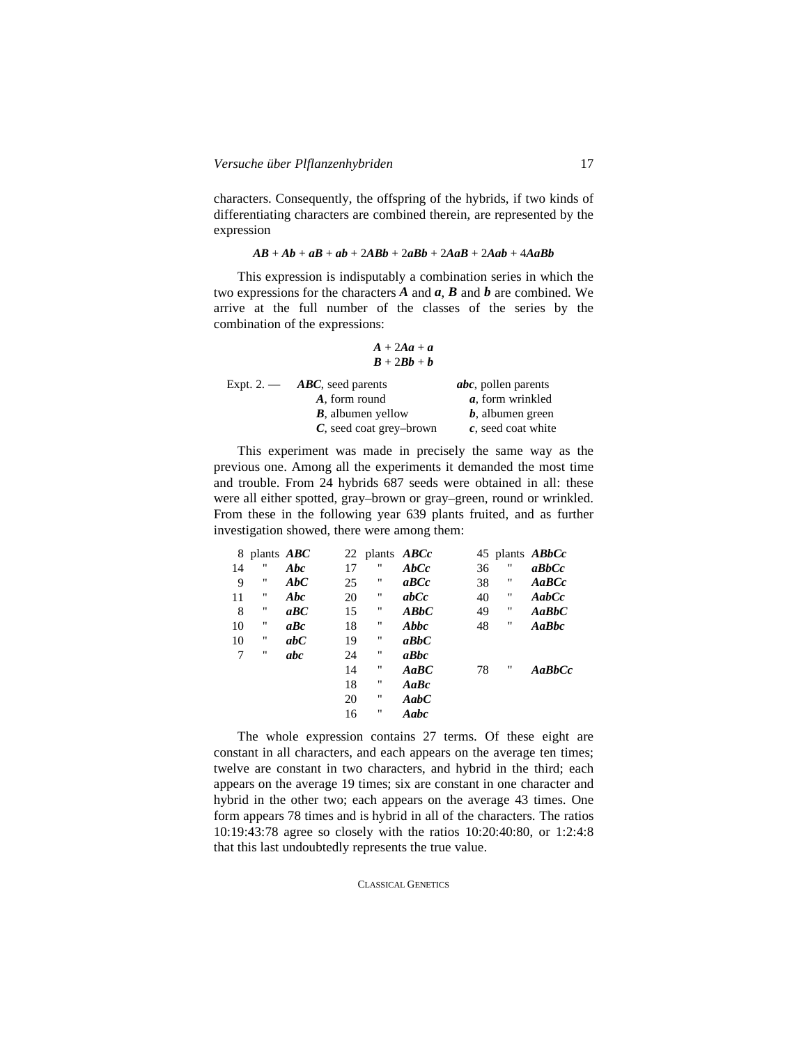characters. Consequently, the offspring of the hybrids, if two kinds of differentiating characters are combined therein, are represented by the expression

$$AB + Ab + aB + ab + 2ABb + 2aBb + 2AaB + 2Aab + 4AaBb$$

This expression is indisputably a combination series in which the two expressions for the characters ***A*** and ***a***, ***B*** and ***b*** are combined. We arrive at the full number of the classes of the series by the combination of the expressions:

$$A + 2Aa + a$$
$$B + 2Bb + b$$

| Expt. 2. — | ***ABC***, seed parents | ***abc***, pollen parents |
|---|---|---|
| | ***A***, form round | ***a***, form wrinkled |
| | ***B***, albumen yellow | ***b***, albumen green |
| | ***C***, seed coat grey–brown | ***c***, seed coat white |

This experiment was made in precisely the same way as the previous one. Among all the experiments it demanded the most time and trouble. From 24 hybrids 687 seeds were obtained in all: these were all either spotted, gray–brown or gray–green, round or wrinkled. From these in the following year 639 plants fruited, and as further investigation showed, there were among them:

| | | | | | | | | |
|---|---|---|---|---|---|---|---|---|
| 8 | plants | ***ABC*** | 22 | plants | ***ABCc*** | 45 | plants | ***ABbCc*** |
| 14 | " | ***Abc*** | 17 | " | ***AbCc*** | 36 | " | ***aBbCc*** |
| 9 | " | ***AbC*** | 25 | " | ***aBCc*** | 38 | " | ***AaBCc*** |
| 11 | " | ***Abc*** | 20 | " | ***abCc*** | 40 | " | ***AabCc*** |
| 8 | " | ***aBC*** | 15 | " | ***ABbC*** | 49 | " | ***AaBbC*** |
| 10 | " | ***aBc*** | 18 | " | ***Abbc*** | 48 | " | ***AaBbc*** |
| 10 | " | ***abC*** | 19 | " | ***aBbC*** | | | |
| 7 | " | ***abc*** | 24 | " | ***aBbc*** | | | |
| | | | 14 | " | ***AaBC*** | 78 | " | ***AaBbCc*** |
| | | | 18 | " | ***AaBc*** | | | |
| | | | 20 | " | ***AabC*** | | | |
| | | | 16 | " | ***Aabc*** | | | |

The whole expression contains 27 terms. Of these eight are constant in all characters, and each appears on the average ten times; twelve are constant in two characters, and hybrid in the third; each appears on the average 19 times; six are constant in one character and hybrid in the other two; each appears on the average 43 times. One form appears 78 times and is hybrid in all of the characters. The ratios 10:19:43:78 agree so closely with the ratios 10:20:40:80, or 1:2:4:8 that this last undoubtedly represents the true value.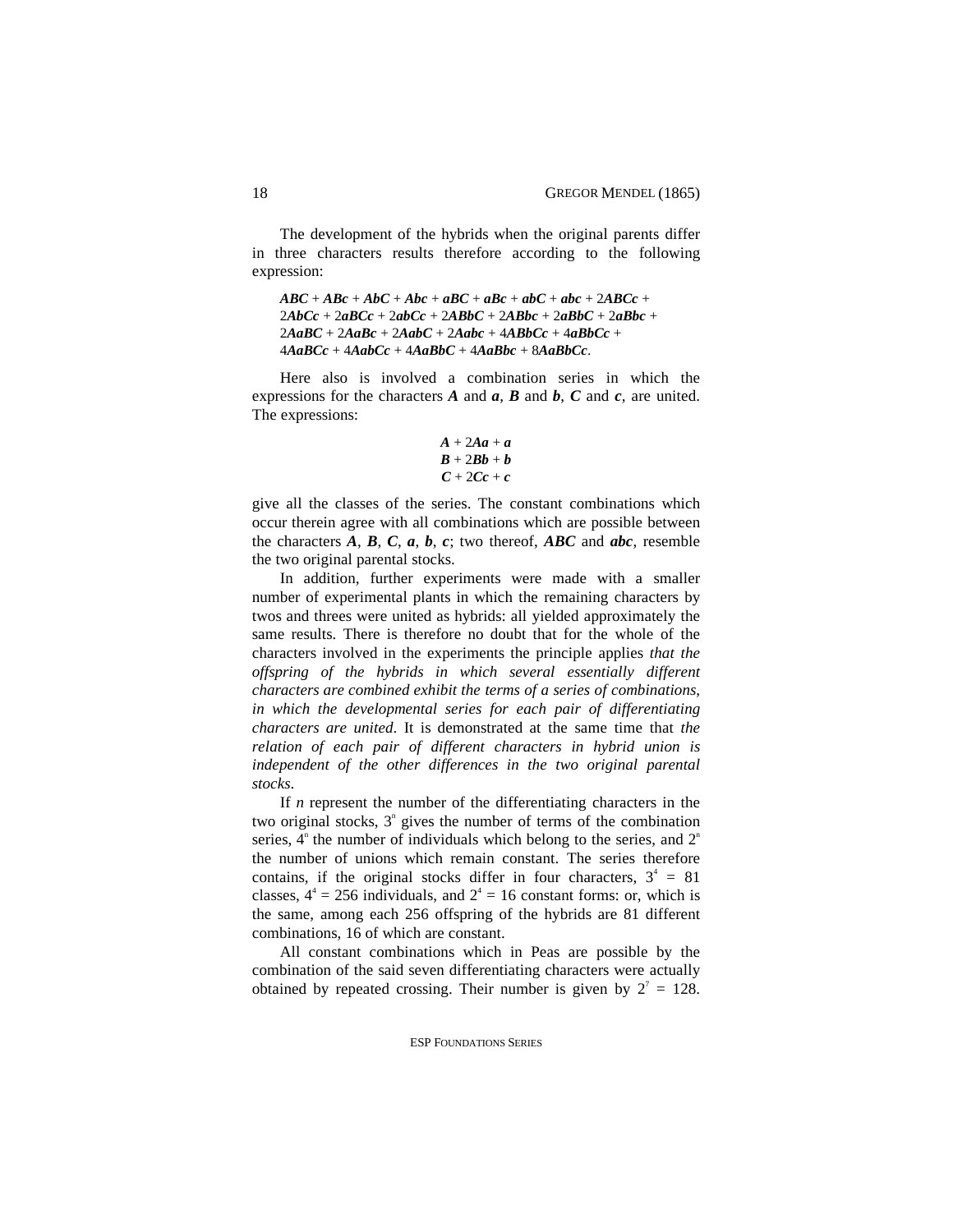The development of the hybrids when the original parents differ in three characters results therefore according to the following expression:

> ***ABC*** + ***ABc*** + ***AbC*** + ***Abc*** + ***aBC*** + ***aBc*** + ***abC*** + ***abc*** + 2***ABCc*** + 2***AbCc*** + 2***aBCc*** + 2***abCc*** + 2***ABbC*** + 2***ABbc*** + 2***aBbC*** + 2***aBbc*** + 2***AaBC*** + 2***AaBc*** + 2***AabC*** + 2***Aabc*** + 4***ABbCc*** + 4***aBbCc*** + 4***AaBCc*** + 4***AabCc*** + 4***AaBbC*** + 4***AaBbc*** + 8***AaBbCc***.

Here also is involved a combination series in which the expressions for the characters ***A*** and ***a***, ***B*** and ***b***, ***C*** and ***c***, are united. The expressions:

$$A + 2Aa + a$$
$$B + 2Bb + b$$
$$C + 2Cc + c$$

give all the classes of the series. The constant combinations which occur therein agree with all combinations which are possible between the characters ***A***, ***B***, ***C***, ***a***, ***b***, ***c***; two thereof, ***ABC*** and ***abc***, resemble the two original parental stocks.

In addition, further experiments were made with a smaller number of experimental plants in which the remaining characters by twos and threes were united as hybrids: all yielded approximately the same results. There is therefore no doubt that for the whole of the characters involved in the experiments the principle applies *that the offspring of the hybrids in which several essentially different characters are combined exhibit the terms of a series of combinations, in which the developmental series for each pair of differentiating characters are united*. It is demonstrated at the same time that *the relation of each pair of different characters in hybrid union is independent of the other differences in the two original parental stocks.*

If $n$ represent the number of the differentiating characters in the two original stocks, $3^n$ gives the number of terms of the combination series, $4^n$ the number of individuals which belong to the series, and $2^n$ the number of unions which remain constant. The series therefore contains, if the original stocks differ in four characters, $3^4 = 81$ classes, $4^4 = 256$ individuals, and $2^4 = 16$ constant forms: or, which is the same, among each 256 offspring of the hybrids are 81 different combinations, 16 of which are constant.

All constant combinations which in Peas are possible by the combination of the said seven differentiating characters were actually obtained by repeated crossing. Their number is given by $2^7 = 128$.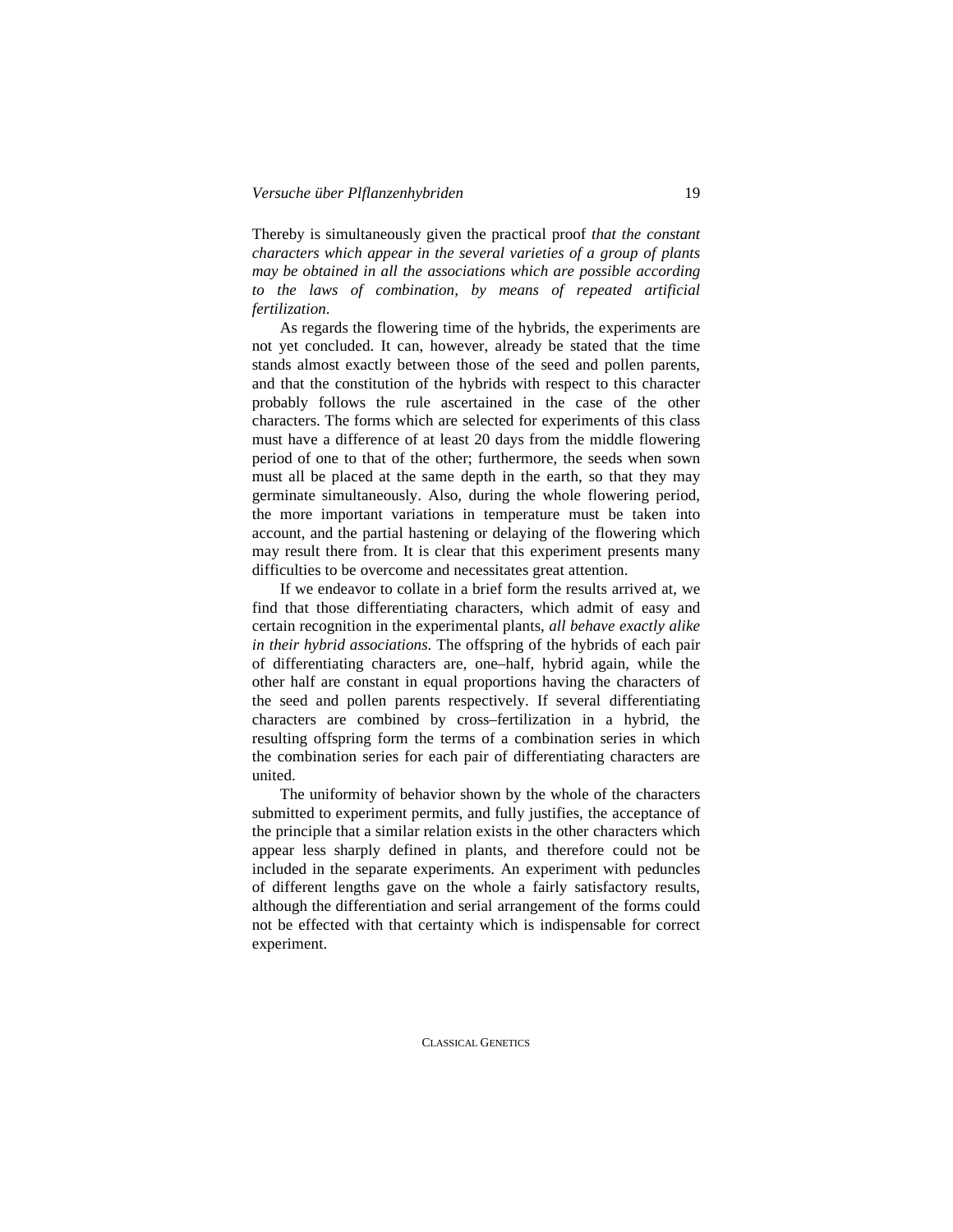Thereby is simultaneously given the practical proof *that the constant characters which appear in the several varieties of a group of plants may be obtained in all the associations which are possible according to the laws of combination, by means of repeated artificial fertilization.*

As regards the flowering time of the hybrids, the experiments are not yet concluded. It can, however, already be stated that the time stands almost exactly between those of the seed and pollen parents, and that the constitution of the hybrids with respect to this character probably follows the rule ascertained in the case of the other characters. The forms which are selected for experiments of this class must have a difference of at least 20 days from the middle flowering period of one to that of the other; furthermore, the seeds when sown must all be placed at the same depth in the earth, so that they may germinate simultaneously. Also, during the whole flowering period, the more important variations in temperature must be taken into account, and the partial hastening or delaying of the flowering which may result there from. It is clear that this experiment presents many difficulties to be overcome and necessitates great attention.

If we endeavor to collate in a brief form the results arrived at, we find that those differentiating characters, which admit of easy and certain recognition in the experimental plants, *all behave exactly alike in their hybrid associations*. The offspring of the hybrids of each pair of differentiating characters are, one–half, hybrid again, while the other half are constant in equal proportions having the characters of the seed and pollen parents respectively. If several differentiating characters are combined by cross–fertilization in a hybrid, the resulting offspring form the terms of a combination series in which the combination series for each pair of differentiating characters are united.

The uniformity of behavior shown by the whole of the characters submitted to experiment permits, and fully justifies, the acceptance of the principle that a similar relation exists in the other characters which appear less sharply defined in plants, and therefore could not be included in the separate experiments. An experiment with peduncles of different lengths gave on the whole a fairly satisfactory results, although the differentiation and serial arrangement of the forms could not be effected with that certainty which is indispensable for correct experiment.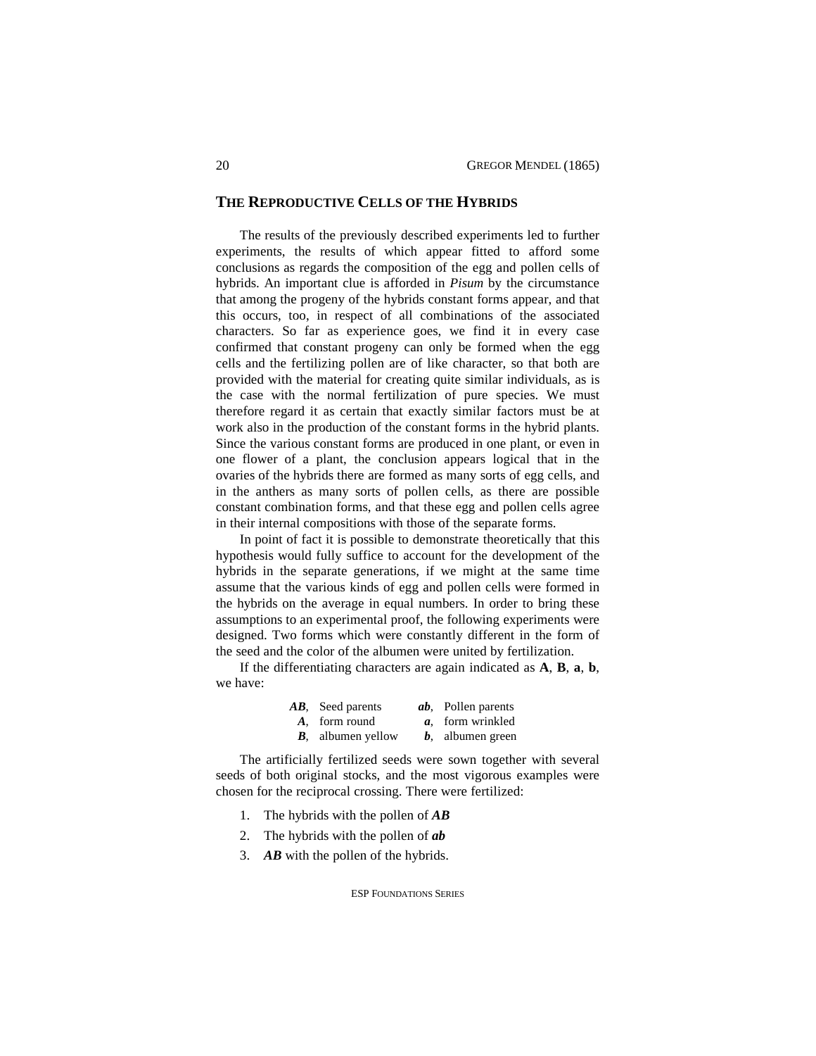## The Reproductive Cells of the Hybrids

The results of the previously described experiments led to further experiments, the results of which appear fitted to afford some conclusions as regards the composition of the egg and pollen cells of hybrids. An important clue is afforded in *Pisum* by the circumstance that among the progeny of the hybrids constant forms appear, and that this occurs, too, in respect of all combinations of the associated characters. So far as experience goes, we find it in every case confirmed that constant progeny can only be formed when the egg cells and the fertilizing pollen are of like character, so that both are provided with the material for creating quite similar individuals, as is the case with the normal fertilization of pure species. We must therefore regard it as certain that exactly similar factors must be at work also in the production of the constant forms in the hybrid plants. Since the various constant forms are produced in one plant, or even in one flower of a plant, the conclusion appears logical that in the ovaries of the hybrids there are formed as many sorts of egg cells, and in the anthers as many sorts of pollen cells, as there are possible constant combination forms, and that these egg and pollen cells agree in their internal compositions with those of the separate forms.

In point of fact it is possible to demonstrate theoretically that this hypothesis would fully suffice to account for the development of the hybrids in the separate generations, if we might at the same time assume that the various kinds of egg and pollen cells were formed in the hybrids on the average in equal numbers. In order to bring these assumptions to an experimental proof, the following experiments were designed. Two forms which were constantly different in the form of the seed and the color of the albumen were united by fertilization.

If the differentiating characters are again indicated as **A**, **B**, **a**, **b**, we have:

| | | | |
|---|---|---|---|
| ***AB***, | Seed parents | ***ab***, | Pollen parents |
| ***A***, | form round | ***a***, | form wrinkled |
| ***B***, | albumen yellow | ***b***, | albumen green |

The artificially fertilized seeds were sown together with several seeds of both original stocks, and the most vigorous examples were chosen for the reciprocal crossing. There were fertilized:

1. The hybrids with the pollen of ***AB***
2. The hybrids with the pollen of ***ab***
3. ***AB*** with the pollen of the hybrids.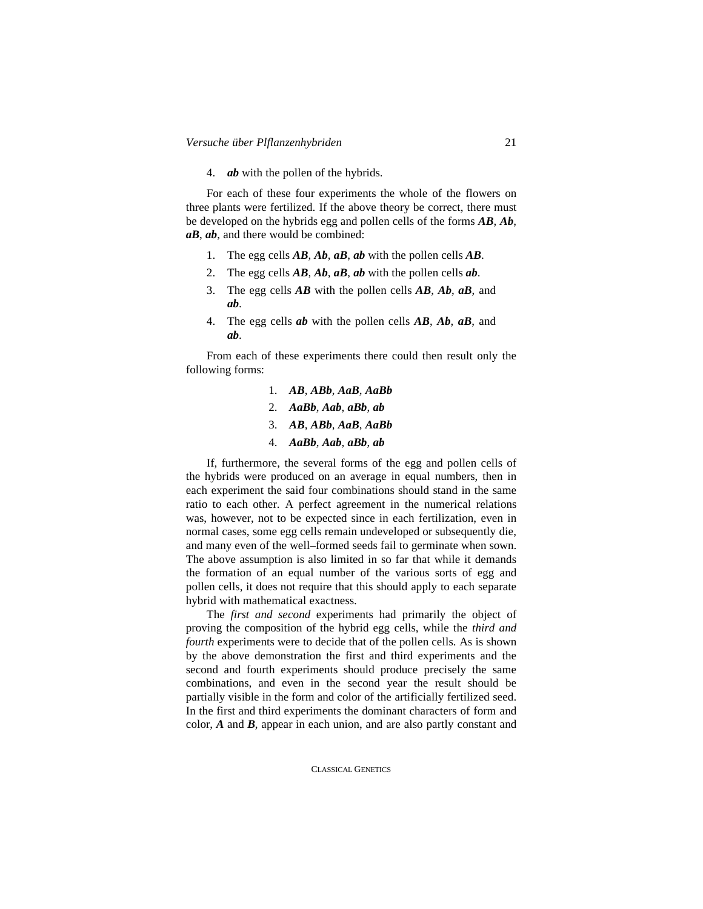4. ***ab*** with the pollen of the hybrids.

For each of these four experiments the whole of the flowers on three plants were fertilized. If the above theory be correct, there must be developed on the hybrids egg and pollen cells of the forms ***AB***, ***Ab***, ***aB***, ***ab***, and there would be combined:

1. The egg cells ***AB***, ***Ab***, ***aB***, ***ab*** with the pollen cells ***AB***.
2. The egg cells ***AB***, ***Ab***, ***aB***, ***ab*** with the pollen cells ***ab***.
3. The egg cells ***AB*** with the pollen cells ***AB***, ***Ab***, ***aB***, and ***ab***.
4. The egg cells ***ab*** with the pollen cells ***AB***, ***Ab***, ***aB***, and ***ab***.

From each of these experiments there could then result only the following forms:

1. ***AB***, ***ABb***, ***AaB***, ***AaBb***
2. ***AaBb***, ***Aab***, ***aBb***, ***ab***
3. ***AB***, ***ABb***, ***AaB***, ***AaBb***
4. ***AaBb***, ***Aab***, ***aBb***, ***ab***

If, furthermore, the several forms of the egg and pollen cells of the hybrids were produced on an average in equal numbers, then in each experiment the said four combinations should stand in the same ratio to each other. A perfect agreement in the numerical relations was, however, not to be expected since in each fertilization, even in normal cases, some egg cells remain undeveloped or subsequently die, and many even of the well–formed seeds fail to germinate when sown. The above assumption is also limited in so far that while it demands the formation of an equal number of the various sorts of egg and pollen cells, it does not require that this should apply to each separate hybrid with mathematical exactness.

The *first and second* experiments had primarily the object of proving the composition of the hybrid egg cells, while the *third and fourth* experiments were to decide that of the pollen cells. As is shown by the above demonstration the first and third experiments and the second and fourth experiments should produce precisely the same combinations, and even in the second year the result should be partially visible in the form and color of the artificially fertilized seed. In the first and third experiments the dominant characters of form and color, ***A*** and ***B***, appear in each union, and are also partly constant and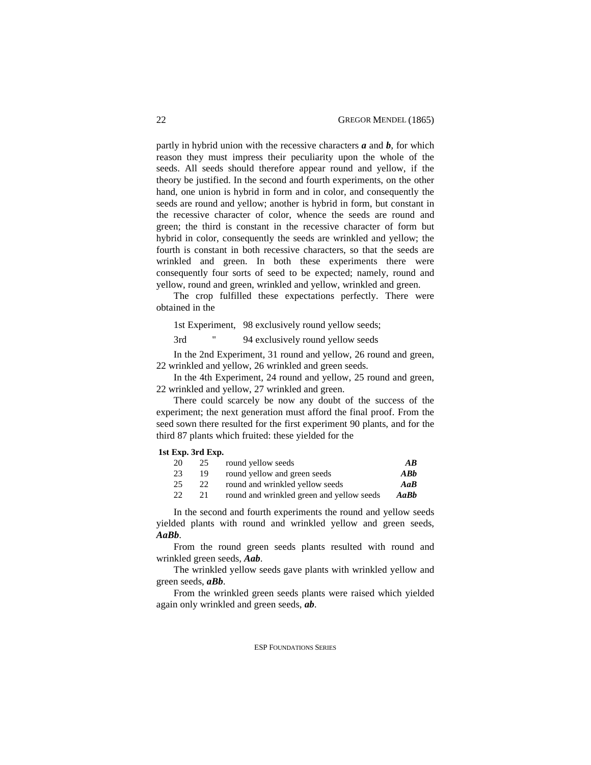partly in hybrid union with the recessive characters ***a*** and ***b***, for which reason they must impress their peculiarity upon the whole of the seeds. All seeds should therefore appear round and yellow, if the theory be justified. In the second and fourth experiments, on the other hand, one union is hybrid in form and in color, and consequently the seeds are round and yellow; another is hybrid in form, but constant in the recessive character of color, whence the seeds are round and green; the third is constant in the recessive character of form but hybrid in color, consequently the seeds are wrinkled and yellow; the fourth is constant in both recessive characters, so that the seeds are wrinkled and green. In both these experiments there were consequently four sorts of seed to be expected; namely, round and yellow, round and green, wrinkled and yellow, wrinkled and green.

The crop fulfilled these expectations perfectly. There were obtained in the

1st Experiment, 98 exclusively round yellow seeds;

3rd " 94 exclusively round yellow seeds

In the 2nd Experiment, 31 round and yellow, 26 round and green, 22 wrinkled and yellow, 26 wrinkled and green seeds.

In the 4th Experiment, 24 round and yellow, 25 round and green, 22 wrinkled and yellow, 27 wrinkled and green.

There could scarcely be now any doubt of the success of the experiment; the next generation must afford the final proof. From the seed sown there resulted for the first experiment 90 plants, and for the third 87 plants which fruited: these yielded for the

| 1st Exp. | 3rd Exp. | | |
|---|---|---|---|
| 20 | 25 | round yellow seeds | ***AB*** |
| 23 | 19 | round yellow and green seeds | ***ABb*** |
| 25 | 22 | round and wrinkled yellow seeds | ***AaB*** |
| 22 | 21 | round and wrinkled green and yellow seeds | ***AaBb*** |

In the second and fourth experiments the round and yellow seeds yielded plants with round and wrinkled yellow and green seeds, ***AaBb***.

From the round green seeds plants resulted with round and wrinkled green seeds, ***Aab***.

The wrinkled yellow seeds gave plants with wrinkled yellow and green seeds, ***aBb***.

From the wrinkled green seeds plants were raised which yielded again only wrinkled and green seeds, ***ab***.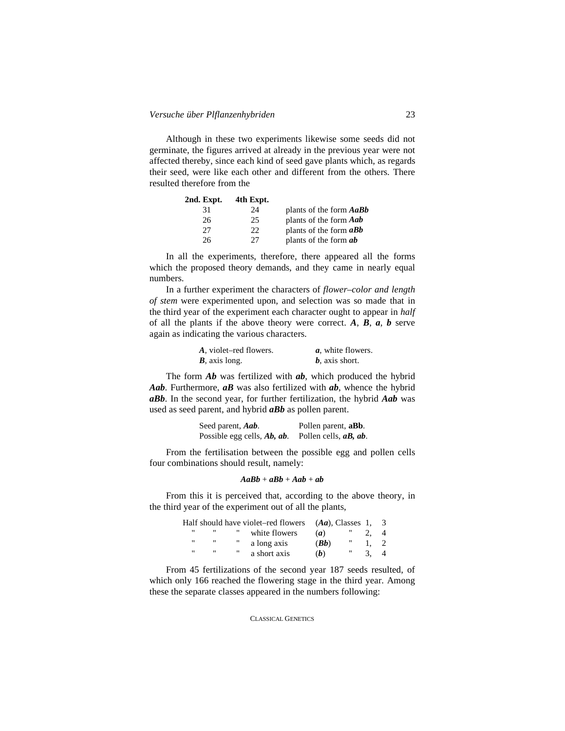Although in these two experiments likewise some seeds did not germinate, the figures arrived at already in the previous year were not affected thereby, since each kind of seed gave plants which, as regards their seed, were like each other and different from the others. There resulted therefore from the

| 2nd. Expt. | 4th Expt. | |
|---|---|---|
| 31 | 24 | plants of the form ***AaBb*** |
| 26 | 25 | plants of the form ***Aab*** |
| 27 | 22 | plants of the form ***aBb*** |
| 26 | 27 | plants of the form ***ab*** |

In all the experiments, therefore, there appeared all the forms which the proposed theory demands, and they came in nearly equal numbers.

In a further experiment the characters of *flower–color and length of stem* were experimented upon, and selection was so made that in the third year of the experiment each character ought to appear in *half* of all the plants if the above theory were correct. ***A***, ***B***, ***a***, ***b*** serve again as indicating the various characters.

| | |
|---|---|
| ***A***, violet–red flowers. | ***a***, white flowers. |
| ***B***, axis long. | ***b***, axis short. |

The form ***Ab*** was fertilized with ***ab***, which produced the hybrid ***Aab***. Furthermore, ***aB*** was also fertilized with ***ab***, whence the hybrid ***aBb***. In the second year, for further fertilization, the hybrid ***Aab*** was used as seed parent, and hybrid ***aBb*** as pollen parent.

| | |
|---|---|
| Seed parent, ***Aab***. | Pollen parent, **aBb**. |
| Possible egg cells, ***Ab, ab***. | Pollen cells, ***aB, ab***. |

From the fertilisation between the possible egg and pollen cells four combinations should result, namely:

***AaBb*** + ***aBb*** + ***Aab*** + ***ab***

From this it is perceived that, according to the above theory, in the third year of the experiment out of all the plants,

| | | | |
|---|---|---|---|
| Half should have violet–red flowers | (***Aa***), | Classes | 1, 3 |
| " " " white flowers | (***a***) | " | 2, 4 |
| " " " a long axis | (***Bb***) | " | 1, 2 |
| " " " a short axis | (***b***) | " | 3, 4 |

From 45 fertilizations of the second year 187 seeds resulted, of which only 166 reached the flowering stage in the third year. Among these the separate classes appeared in the numbers following: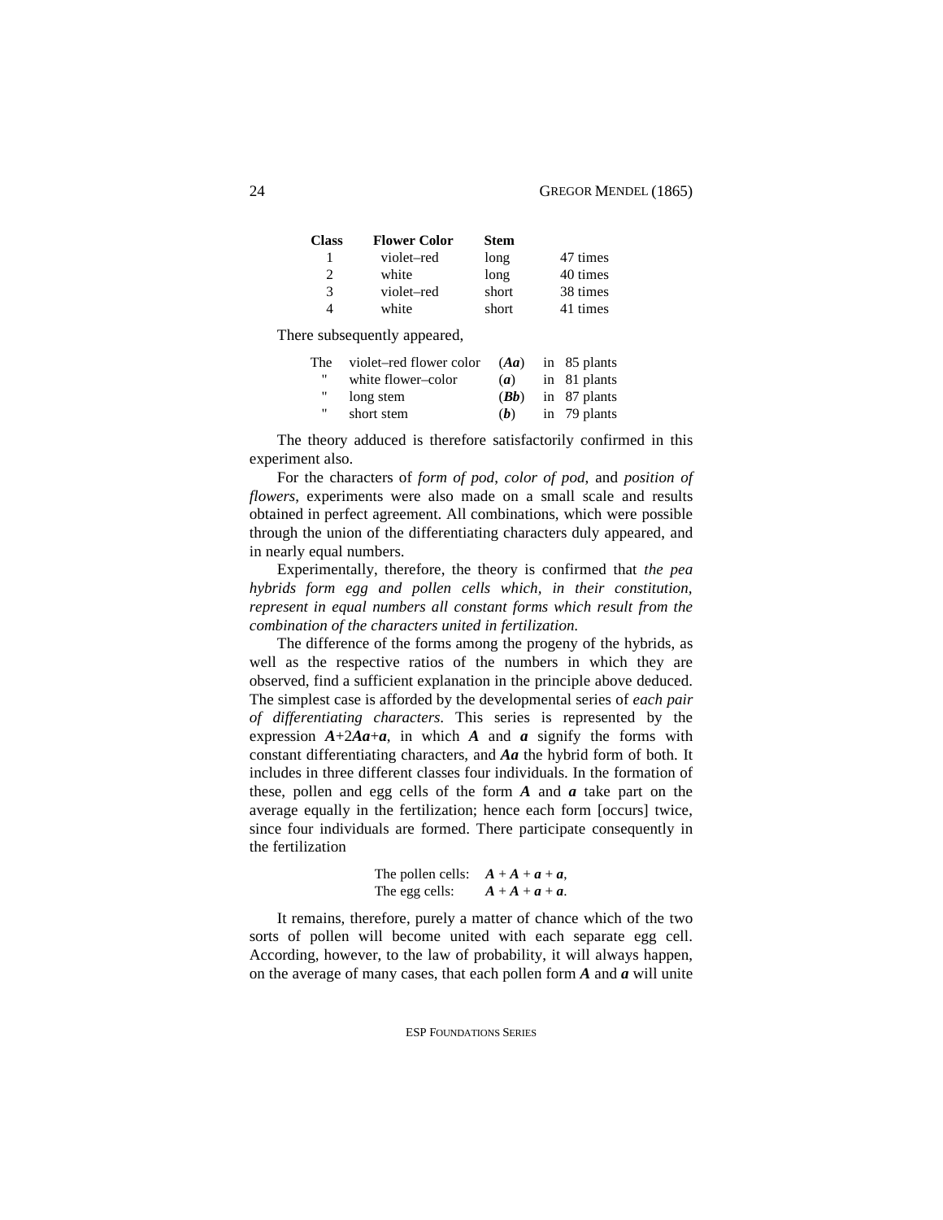| Class | Flower Color | Stem | |
|---|---|---|---|
| 1 | violet–red | long | 47 times |
| 2 | white | long | 40 times |
| 3 | violet–red | short | 38 times |
| 4 | white | short | 41 times |

There subsequently appeared,

| | | | |
|---|---|---|---|
| The | violet–red flower color | (***Aa***) | in 85 plants |
| " | white flower–color | (***a***) | in 81 plants |
| " | long stem | (***Bb***) | in 87 plants |
| " | short stem | (***b***) | in 79 plants |

The theory adduced is therefore satisfactorily confirmed in this experiment also.

For the characters of *form of pod*, *color of pod*, and *position of flowers*, experiments were also made on a small scale and results obtained in perfect agreement. All combinations, which were possible through the union of the differentiating characters duly appeared, and in nearly equal numbers.

Experimentally, therefore, the theory is confirmed that *the pea hybrids form egg and pollen cells which, in their constitution, represent in equal numbers all constant forms which result from the combination of the characters united in fertilization.*

The difference of the forms among the progeny of the hybrids, as well as the respective ratios of the numbers in which they are observed, find a sufficient explanation in the principle above deduced. The simplest case is afforded by the developmental series of *each pair of differentiating characters*. This series is represented by the expression ***A***+2***Aa***+***a***, in which ***A*** and ***a*** signify the forms with constant differentiating characters, and ***Aa*** the hybrid form of both. It includes in three different classes four individuals. In the formation of these, pollen and egg cells of the form ***A*** and ***a*** take part on the average equally in the fertilization; hence each form [occurs] twice, since four individuals are formed. There participate consequently in the fertilization

The pollen cells: ***A*** + ***A*** + ***a*** + ***a***,
The egg cells: ***A*** + ***A*** + ***a*** + ***a***.

It remains, therefore, purely a matter of chance which of the two sorts of pollen will become united with each separate egg cell. According, however, to the law of probability, it will always happen, on the average of many cases, that each pollen form ***A*** and ***a*** will unite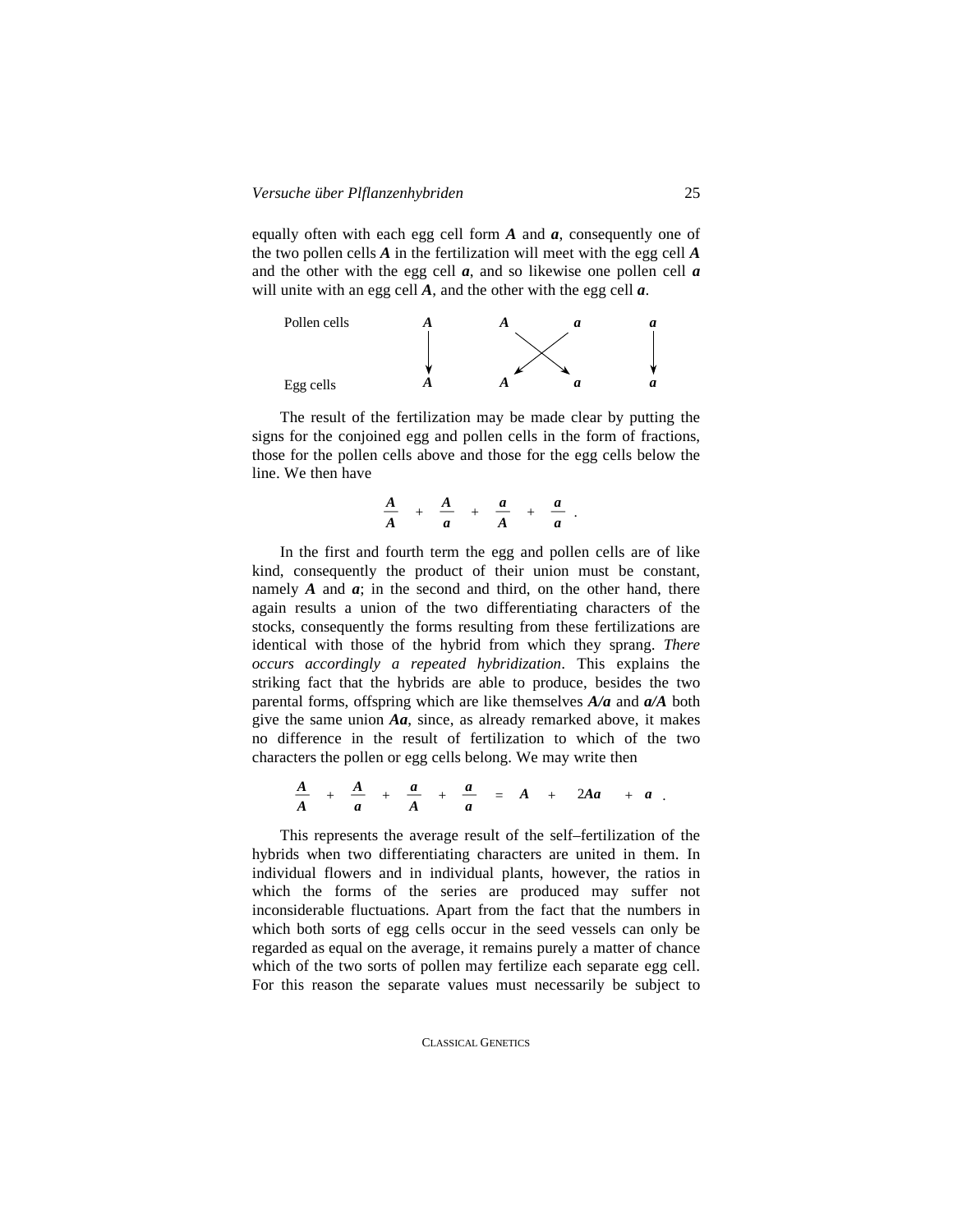equally often with each egg cell form ***A*** and ***a***, consequently one of the two pollen cells ***A*** in the fertilization will meet with the egg cell ***A*** and the other with the egg cell ***a***, and so likewise one pollen cell ***a*** will unite with an egg cell ***A***, and the other with the egg cell ***a***.

```
Pollen cells     A        A         a        a
                 |         \       /         |
                 |           \   /           |
                 |           /   \           |
                 v         v       v         v
Egg cells        A        A         a        a
```

The result of the fertilization may be made clear by putting the signs for the conjoined egg and pollen cells in the form of fractions, those for the pollen cells above and those for the egg cells below the line. We then have

$$\frac{A}{A} + \frac{A}{a} + \frac{a}{A} + \frac{a}{a} .$$

In the first and fourth term the egg and pollen cells are of like kind, consequently the product of their union must be constant, namely ***A*** and ***a***; in the second and third, on the other hand, there again results a union of the two differentiating characters of the stocks, consequently the forms resulting from these fertilizations are identical with those of the hybrid from which they sprang. *There occurs accordingly a repeated hybridization*. This explains the striking fact that the hybrids are able to produce, besides the two parental forms, offspring which are like themselves ***A/a*** and ***a/A*** both give the same union ***Aa***, since, as already remarked above, it makes no difference in the result of fertilization to which of the two characters the pollen or egg cells belong. We may write then

$$\frac{A}{A} + \frac{A}{a} + \frac{a}{A} + \frac{a}{a} = A + 2Aa + a .$$

This represents the average result of the self–fertilization of the hybrids when two differentiating characters are united in them. In individual flowers and in individual plants, however, the ratios in which the forms of the series are produced may suffer not inconsiderable fluctuations. Apart from the fact that the numbers in which both sorts of egg cells occur in the seed vessels can only be regarded as equal on the average, it remains purely a matter of chance which of the two sorts of pollen may fertilize each separate egg cell. For this reason the separate values must necessarily be subject to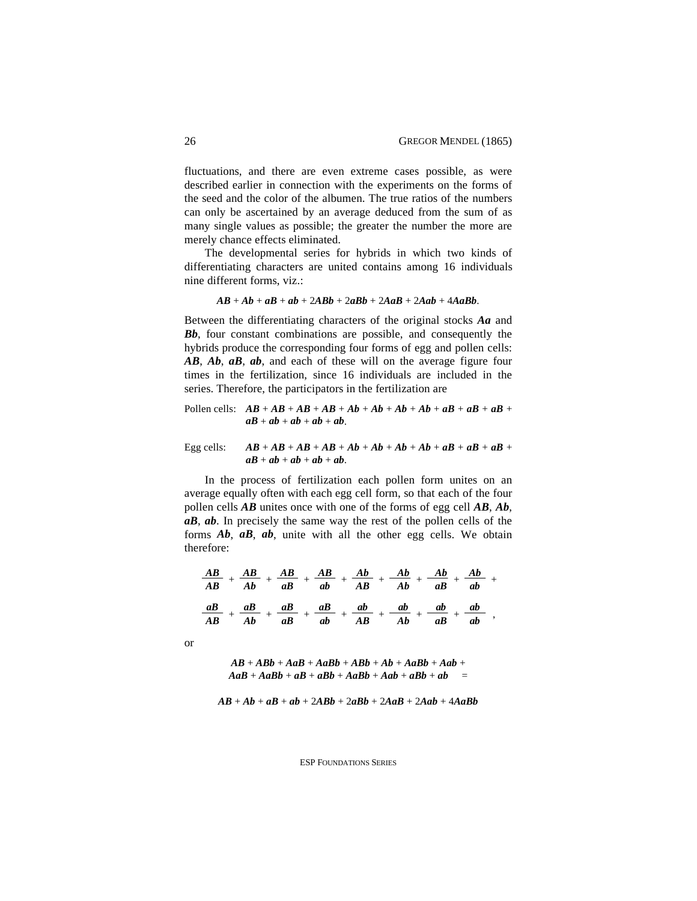fluctuations, and there are even extreme cases possible, as were described earlier in connection with the experiments on the forms of the seed and the color of the albumen. The true ratios of the numbers can only be ascertained by an average deduced from the sum of as many single values as possible; the greater the number the more are merely chance effects eliminated.

The developmental series for hybrids in which two kinds of differentiating characters are united contains among 16 individuals nine different forms, viz.:

$$AB + Ab + aB + ab + 2ABb + 2aBb + 2AaB + 2Aab + 4AaBb.$$

Between the differentiating characters of the original stocks ***Aa*** and ***Bb***, four constant combinations are possible, and consequently the hybrids produce the corresponding four forms of egg and pollen cells: ***AB***, ***Ab***, ***aB***, ***ab***, and each of these will on the average figure four times in the fertilization, since 16 individuals are included in the series. Therefore, the participators in the fertilization are

Pollen cells: $AB + AB + AB + AB + Ab + Ab + Ab + Ab + aB + aB + aB + aB + ab + ab + ab + ab.$

Egg cells: $AB + AB + AB + AB + Ab + Ab + Ab + Ab + aB + aB + aB + aB + ab + ab + ab + ab.$

In the process of fertilization each pollen form unites on an average equally often with each egg cell form, so that each of the four pollen cells ***AB*** unites once with one of the forms of egg cell ***AB***, ***Ab***, ***aB***, ***ab***. In precisely the same way the rest of the pollen cells of the forms ***Ab***, ***aB***, ***ab***, unite with all the other egg cells. We obtain therefore:

$$\frac{AB}{AB} + \frac{AB}{Ab} + \frac{AB}{aB} + \frac{AB}{ab} + \frac{Ab}{AB} + \frac{Ab}{Ab} + \frac{Ab}{aB} + \frac{Ab}{ab} +$$

$$\frac{aB}{AB} + \frac{aB}{Ab} + \frac{aB}{aB} + \frac{aB}{ab} + \frac{ab}{AB} + \frac{ab}{Ab} + \frac{ab}{aB} + \frac{ab}{ab},$$

or

$$AB + ABb + AaB + AaBb + ABb + Ab + AaBb + Aab +$$
$$AaB + AaBb + aB + aBb + AaBb + Aab + aBb + ab \quad =$$

$$AB + Ab + aB + ab + 2ABb + 2aBb + 2AaB + 2Aab + 4AaBb$$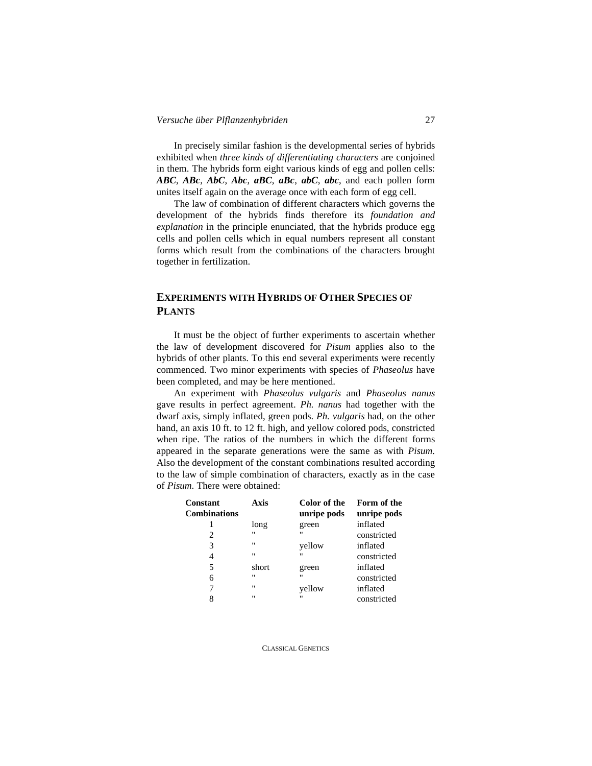In precisely similar fashion is the developmental series of hybrids exhibited when *three kinds of differentiating characters* are conjoined in them. The hybrids form eight various kinds of egg and pollen cells: ***ABC***, ***ABc***, ***AbC***, ***Abc***, ***aBC***, ***aBc***, ***abC***, ***abc***, and each pollen form unites itself again on the average once with each form of egg cell.

The law of combination of different characters which governs the development of the hybrids finds therefore its *foundation and explanation* in the principle enunciated, that the hybrids produce egg cells and pollen cells which in equal numbers represent all constant forms which result from the combinations of the characters brought together in fertilization.

## Experiments with Hybrids of Other Species of Plants

It must be the object of further experiments to ascertain whether the law of development discovered for *Pisum* applies also to the hybrids of other plants. To this end several experiments were recently commenced. Two minor experiments with species of *Phaseolus* have been completed, and may be here mentioned.

An experiment with *Phaseolus vulgaris* and *Phaseolus nanus* gave results in perfect agreement. *Ph. nanus* had together with the dwarf axis, simply inflated, green pods. *Ph. vulgaris* had, on the other hand, an axis 10 ft. to 12 ft. high, and yellow colored pods, constricted when ripe. The ratios of the numbers in which the different forms appeared in the separate generations were the same as with *Pisum*. Also the development of the constant combinations resulted according to the law of simple combination of characters, exactly as in the case of *Pisum*. There were obtained:

| Constant Combinations | Axis | Color of the unripe pods | Form of the unripe pods |
|---|---|---|---|
| 1 | long | green | inflated |
| 2 | " | " | constricted |
| 3 | " | yellow | inflated |
| 4 | " | " | constricted |
| 5 | short | green | inflated |
| 6 | " | " | constricted |
| 7 | " | yellow | inflated |
| 8 | " | " | constricted |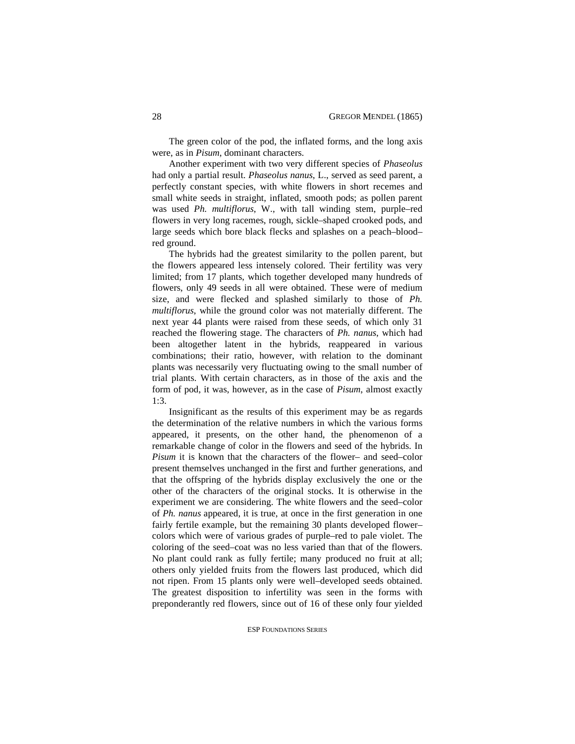The green color of the pod, the inflated forms, and the long axis were, as in *Pisum*, dominant characters.

Another experiment with two very different species of *Phaseolus* had only a partial result. *Phaseolus nanus*, L., served as seed parent, a perfectly constant species, with white flowers in short recemes and small white seeds in straight, inflated, smooth pods; as pollen parent was used *Ph. multiflorus*, W., with tall winding stem, purple–red flowers in very long racemes, rough, sickle–shaped crooked pods, and large seeds which bore black flecks and splashes on a peach–blood–red ground.

The hybrids had the greatest similarity to the pollen parent, but the flowers appeared less intensely colored. Their fertility was very limited; from 17 plants, which together developed many hundreds of flowers, only 49 seeds in all were obtained. These were of medium size, and were flecked and splashed similarly to those of *Ph. multiflorus*, while the ground color was not materially different. The next year 44 plants were raised from these seeds, of which only 31 reached the flowering stage. The characters of *Ph. nanus*, which had been altogether latent in the hybrids, reappeared in various combinations; their ratio, however, with relation to the dominant plants was necessarily very fluctuating owing to the small number of trial plants. With certain characters, as in those of the axis and the form of pod, it was, however, as in the case of *Pisum*, almost exactly 1:3.

Insignificant as the results of this experiment may be as regards the determination of the relative numbers in which the various forms appeared, it presents, on the other hand, the phenomenon of a remarkable change of color in the flowers and seed of the hybrids. In *Pisum* it is known that the characters of the flower– and seed–color present themselves unchanged in the first and further generations, and that the offspring of the hybrids display exclusively the one or the other of the characters of the original stocks. It is otherwise in the experiment we are considering. The white flowers and the seed–color of *Ph. nanus* appeared, it is true, at once in the first generation in one fairly fertile example, but the remaining 30 plants developed flower–colors which were of various grades of purple–red to pale violet. The coloring of the seed–coat was no less varied than that of the flowers. No plant could rank as fully fertile; many produced no fruit at all; others only yielded fruits from the flowers last produced, which did not ripen. From 15 plants only were well–developed seeds obtained. The greatest disposition to infertility was seen in the forms with preponderantly red flowers, since out of 16 of these only four yielded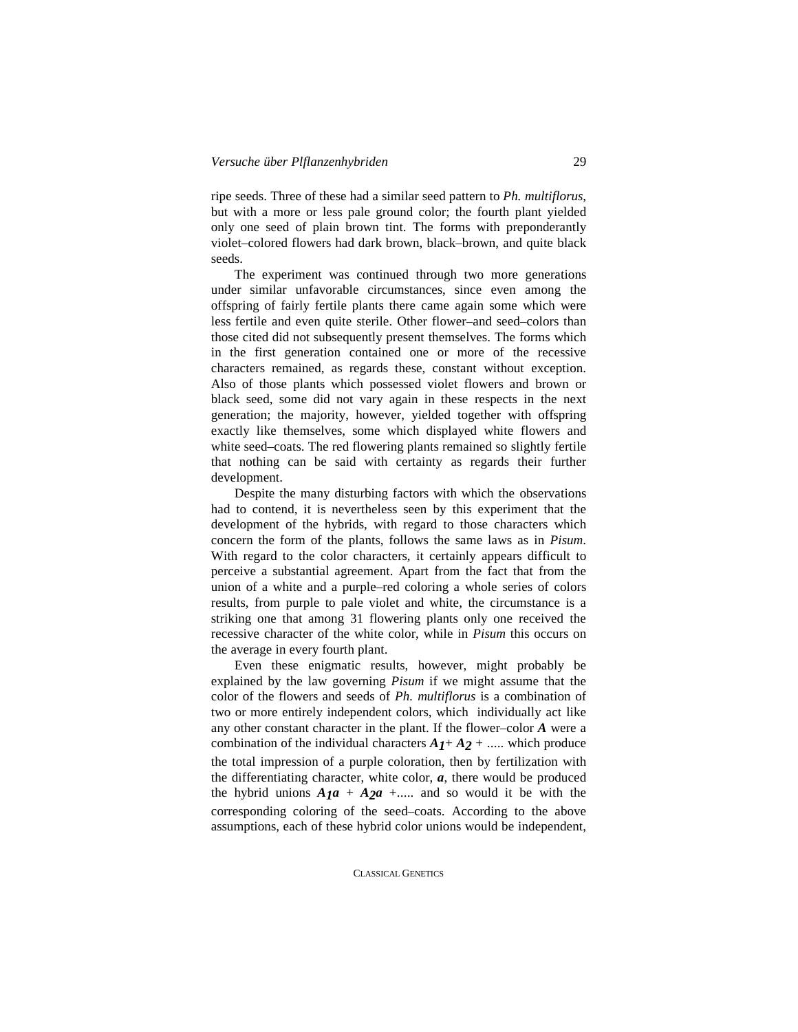ripe seeds. Three of these had a similar seed pattern to *Ph. multiflorus*, but with a more or less pale ground color; the fourth plant yielded only one seed of plain brown tint. The forms with preponderantly violet–colored flowers had dark brown, black–brown, and quite black seeds.

The experiment was continued through two more generations under similar unfavorable circumstances, since even among the offspring of fairly fertile plants there came again some which were less fertile and even quite sterile. Other flower–and seed–colors than those cited did not subsequently present themselves. The forms which in the first generation contained one or more of the recessive characters remained, as regards these, constant without exception. Also of those plants which possessed violet flowers and brown or black seed, some did not vary again in these respects in the next generation; the majority, however, yielded together with offspring exactly like themselves, some which displayed white flowers and white seed–coats. The red flowering plants remained so slightly fertile that nothing can be said with certainty as regards their further development.

Despite the many disturbing factors with which the observations had to contend, it is nevertheless seen by this experiment that the development of the hybrids, with regard to those characters which concern the form of the plants, follows the same laws as in *Pisum*. With regard to the color characters, it certainly appears difficult to perceive a substantial agreement. Apart from the fact that from the union of a white and a purple–red coloring a whole series of colors results, from purple to pale violet and white, the circumstance is a striking one that among 31 flowering plants only one received the recessive character of the white color, while in *Pisum* this occurs on the average in every fourth plant.

Even these enigmatic results, however, might probably be explained by the law governing *Pisum* if we might assume that the color of the flowers and seeds of *Ph. multiflorus* is a combination of two or more entirely independent colors, which individually act like any other constant character in the plant. If the flower–color $A$ were a combination of the individual characters $A_1 + A_2 + \ldots$.. which produce the total impression of a purple coloration, then by fertilization with the differentiating character, white color, $a$, there would be produced the hybrid unions $A_1a + A_2a + \ldots$.. and so would it be with the corresponding coloring of the seed–coats. According to the above assumptions, each of these hybrid color unions would be independent,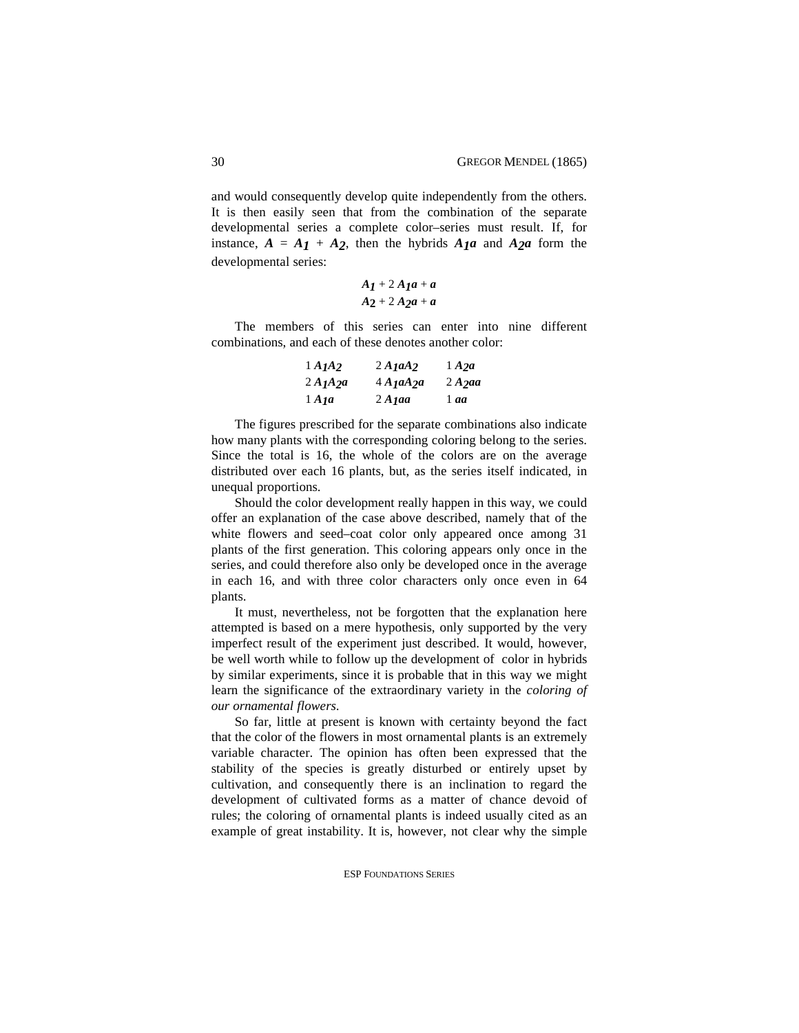and would consequently develop quite independently from the others. It is then easily seen that from the combination of the separate developmental series a complete color–series must result. If, for instance, $A = A_1 + A_2$, then the hybrids $A_1a$ and $A_2a$ form the developmental series:

$$A_1 + 2\,A_1a + a$$
$$A_2 + 2\,A_2a + a$$

The members of this series can enter into nine different combinations, and each of these denotes another color:

| | | |
|---|---|---|
| 1 $A_1A_2$ | 2 $A_1aA_2$ | 1 $A_2a$ |
| 2 $A_1A_2a$ | 4 $A_1aA_2a$ | 2 $A_2aa$ |
| 1 $A_1a$ | 2 $A_1aa$ | 1 $aa$ |

The figures prescribed for the separate combinations also indicate how many plants with the corresponding coloring belong to the series. Since the total is 16, the whole of the colors are on the average distributed over each 16 plants, but, as the series itself indicated, in unequal proportions.

Should the color development really happen in this way, we could offer an explanation of the case above described, namely that of the white flowers and seed–coat color only appeared once among 31 plants of the first generation. This coloring appears only once in the series, and could therefore also only be developed once in the average in each 16, and with three color characters only once even in 64 plants.

It must, nevertheless, not be forgotten that the explanation here attempted is based on a mere hypothesis, only supported by the very imperfect result of the experiment just described. It would, however, be well worth while to follow up the development of color in hybrids by similar experiments, since it is probable that in this way we might learn the significance of the extraordinary variety in the *coloring of our ornamental flowers.*

So far, little at present is known with certainty beyond the fact that the color of the flowers in most ornamental plants is an extremely variable character. The opinion has often been expressed that the stability of the species is greatly disturbed or entirely upset by cultivation, and consequently there is an inclination to regard the development of cultivated forms as a matter of chance devoid of rules; the coloring of ornamental plants is indeed usually cited as an example of great instability. It is, however, not clear why the simple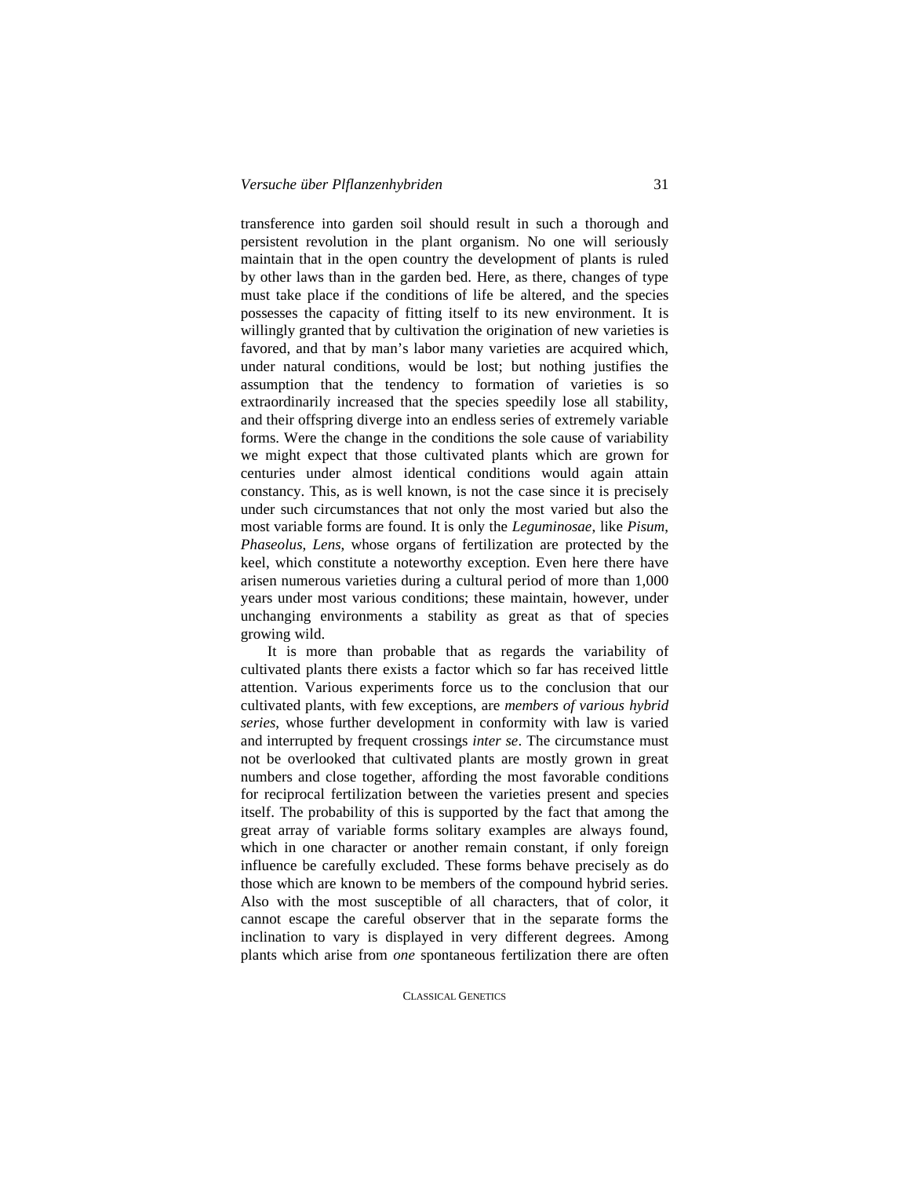transference into garden soil should result in such a thorough and persistent revolution in the plant organism. No one will seriously maintain that in the open country the development of plants is ruled by other laws than in the garden bed. Here, as there, changes of type must take place if the conditions of life be altered, and the species possesses the capacity of fitting itself to its new environment. It is willingly granted that by cultivation the origination of new varieties is favored, and that by man's labor many varieties are acquired which, under natural conditions, would be lost; but nothing justifies the assumption that the tendency to formation of varieties is so extraordinarily increased that the species speedily lose all stability, and their offspring diverge into an endless series of extremely variable forms. Were the change in the conditions the sole cause of variability we might expect that those cultivated plants which are grown for centuries under almost identical conditions would again attain constancy. This, as is well known, is not the case since it is precisely under such circumstances that not only the most varied but also the most variable forms are found. It is only the *Leguminosae*, like *Pisum*, *Phaseolus*, *Lens*, whose organs of fertilization are protected by the keel, which constitute a noteworthy exception. Even here there have arisen numerous varieties during a cultural period of more than 1,000 years under most various conditions; these maintain, however, under unchanging environments a stability as great as that of species growing wild.

It is more than probable that as regards the variability of cultivated plants there exists a factor which so far has received little attention. Various experiments force us to the conclusion that our cultivated plants, with few exceptions, are *members of various hybrid series*, whose further development in conformity with law is varied and interrupted by frequent crossings *inter se*. The circumstance must not be overlooked that cultivated plants are mostly grown in great numbers and close together, affording the most favorable conditions for reciprocal fertilization between the varieties present and species itself. The probability of this is supported by the fact that among the great array of variable forms solitary examples are always found, which in one character or another remain constant, if only foreign influence be carefully excluded. These forms behave precisely as do those which are known to be members of the compound hybrid series. Also with the most susceptible of all characters, that of color, it cannot escape the careful observer that in the separate forms the inclination to vary is displayed in very different degrees. Among plants which arise from *one* spontaneous fertilization there are often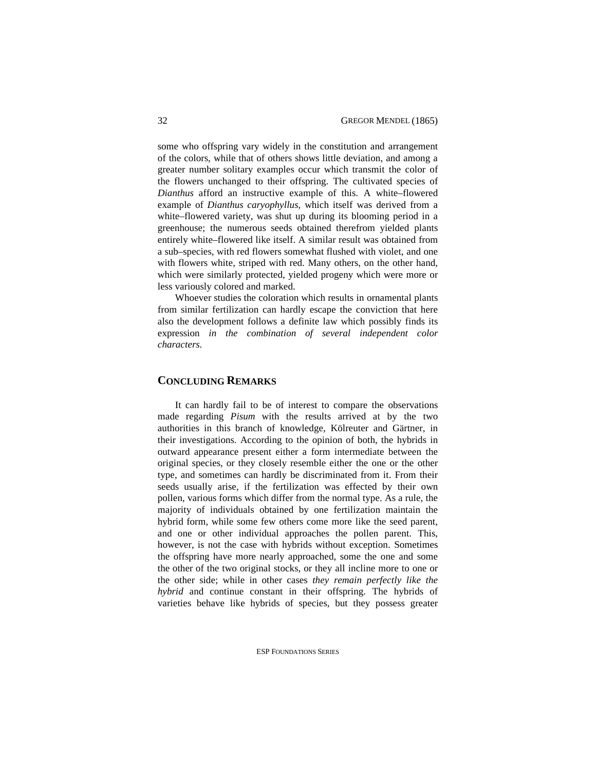some who offspring vary widely in the constitution and arrangement of the colors, while that of others shows little deviation, and among a greater number solitary examples occur which transmit the color of the flowers unchanged to their offspring. The cultivated species of *Dianthus* afford an instructive example of this. A white–flowered example of *Dianthus caryophyllus*, which itself was derived from a white–flowered variety, was shut up during its blooming period in a greenhouse; the numerous seeds obtained therefrom yielded plants entirely white–flowered like itself. A similar result was obtained from a sub–species, with red flowers somewhat flushed with violet, and one with flowers white, striped with red. Many others, on the other hand, which were similarly protected, yielded progeny which were more or less variously colored and marked.

Whoever studies the coloration which results in ornamental plants from similar fertilization can hardly escape the conviction that here also the development follows a definite law which possibly finds its expression *in the combination of several independent color characters.*

## Concluding Remarks

It can hardly fail to be of interest to compare the observations made regarding *Pisum* with the results arrived at by the two authorities in this branch of knowledge, Kölreuter and Gärtner, in their investigations. According to the opinion of both, the hybrids in outward appearance present either a form intermediate between the original species, or they closely resemble either the one or the other type, and sometimes can hardly be discriminated from it. From their seeds usually arise, if the fertilization was effected by their own pollen, various forms which differ from the normal type. As a rule, the majority of individuals obtained by one fertilization maintain the hybrid form, while some few others come more like the seed parent, and one or other individual approaches the pollen parent. This, however, is not the case with hybrids without exception. Sometimes the offspring have more nearly approached, some the one and some the other of the two original stocks, or they all incline more to one or the other side; while in other cases *they remain perfectly like the hybrid* and continue constant in their offspring. The hybrids of varieties behave like hybrids of species, but they possess greater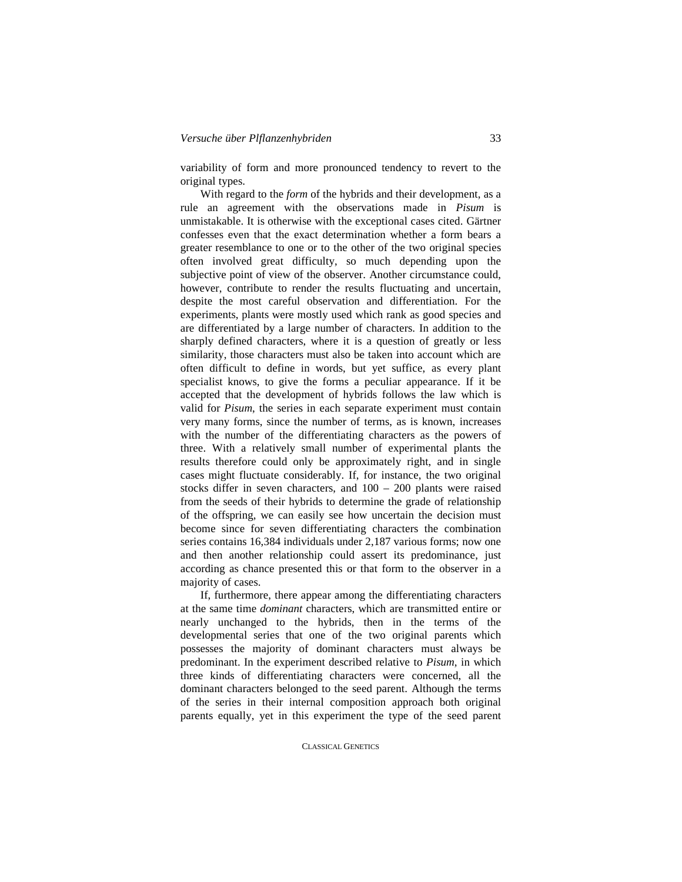variability of form and more pronounced tendency to revert to the original types.

With regard to the *form* of the hybrids and their development, as a rule an agreement with the observations made in *Pisum* is unmistakable. It is otherwise with the exceptional cases cited. Gärtner confesses even that the exact determination whether a form bears a greater resemblance to one or to the other of the two original species often involved great difficulty, so much depending upon the subjective point of view of the observer. Another circumstance could, however, contribute to render the results fluctuating and uncertain, despite the most careful observation and differentiation. For the experiments, plants were mostly used which rank as good species and are differentiated by a large number of characters. In addition to the sharply defined characters, where it is a question of greatly or less similarity, those characters must also be taken into account which are often difficult to define in words, but yet suffice, as every plant specialist knows, to give the forms a peculiar appearance. If it be accepted that the development of hybrids follows the law which is valid for *Pisum*, the series in each separate experiment must contain very many forms, since the number of terms, as is known, increases with the number of the differentiating characters as the powers of three. With a relatively small number of experimental plants the results therefore could only be approximately right, and in single cases might fluctuate considerably. If, for instance, the two original stocks differ in seven characters, and 100 – 200 plants were raised from the seeds of their hybrids to determine the grade of relationship of the offspring, we can easily see how uncertain the decision must become since for seven differentiating characters the combination series contains 16,384 individuals under 2,187 various forms; now one and then another relationship could assert its predominance, just according as chance presented this or that form to the observer in a majority of cases.

If, furthermore, there appear among the differentiating characters at the same time *dominant* characters, which are transmitted entire or nearly unchanged to the hybrids, then in the terms of the developmental series that one of the two original parents which possesses the majority of dominant characters must always be predominant. In the experiment described relative to *Pisum*, in which three kinds of differentiating characters were concerned, all the dominant characters belonged to the seed parent. Although the terms of the series in their internal composition approach both original parents equally, yet in this experiment the type of the seed parent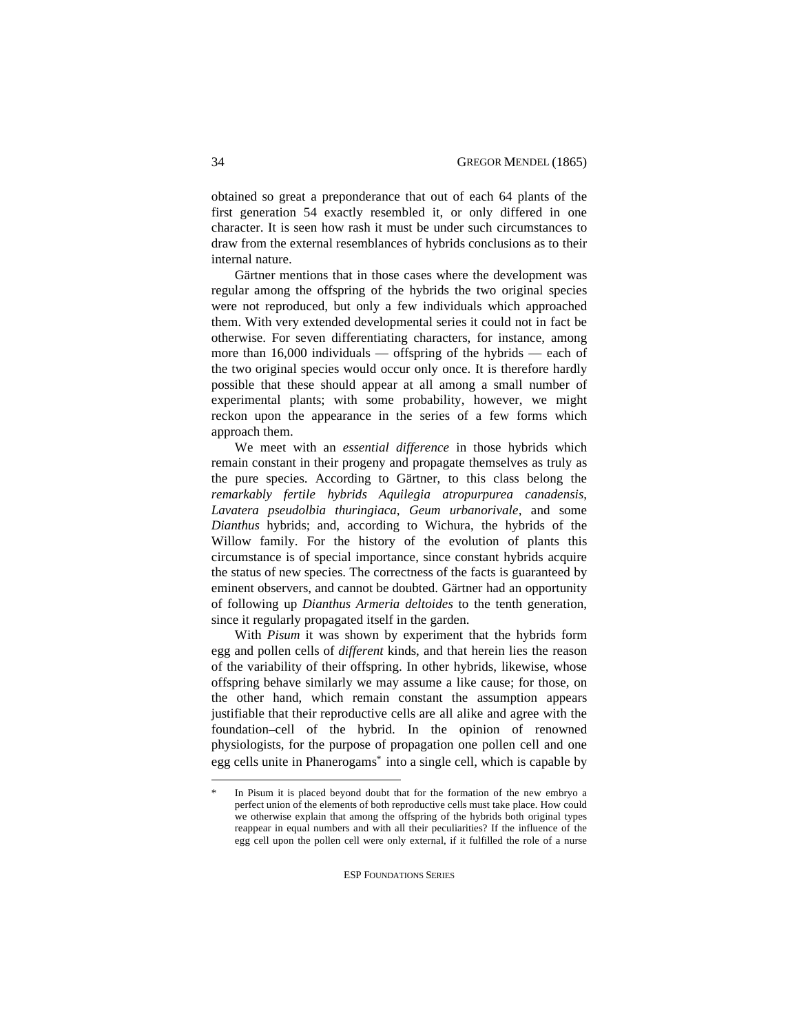obtained so great a preponderance that out of each 64 plants of the first generation 54 exactly resembled it, or only differed in one character. It is seen how rash it must be under such circumstances to draw from the external resemblances of hybrids conclusions as to their internal nature.

Gärtner mentions that in those cases where the development was regular among the offspring of the hybrids the two original species were not reproduced, but only a few individuals which approached them. With very extended developmental series it could not in fact be otherwise. For seven differentiating characters, for instance, among more than 16,000 individuals — offspring of the hybrids — each of the two original species would occur only once. It is therefore hardly possible that these should appear at all among a small number of experimental plants; with some probability, however, we might reckon upon the appearance in the series of a few forms which approach them.

We meet with an *essential difference* in those hybrids which remain constant in their progeny and propagate themselves as truly as the pure species. According to Gärtner, to this class belong the *remarkably fertile hybrids Aquilegia atropurpurea canadensis*, *Lavatera pseudolbia thuringiaca*, *Geum urbanorivale*, and some *Dianthus* hybrids; and, according to Wichura, the hybrids of the Willow family. For the history of the evolution of plants this circumstance is of special importance, since constant hybrids acquire the status of new species. The correctness of the facts is guaranteed by eminent observers, and cannot be doubted. Gärtner had an opportunity of following up *Dianthus Armeria deltoides* to the tenth generation, since it regularly propagated itself in the garden.

With *Pisum* it was shown by experiment that the hybrids form egg and pollen cells of *different* kinds, and that herein lies the reason of the variability of their offspring. In other hybrids, likewise, whose offspring behave similarly we may assume a like cause; for those, on the other hand, which remain constant the assumption appears justifiable that their reproductive cells are all alike and agree with the foundation–cell of the hybrid. In the opinion of renowned physiologists, for the purpose of propagation one pollen cell and one egg cells unite in Phanerogams* into a single cell, which is capable by

---

\* In Pisum it is placed beyond doubt that for the formation of the new embryo a perfect union of the elements of both reproductive cells must take place. How could we otherwise explain that among the offspring of the hybrids both original types reappear in equal numbers and with all their peculiarities? If the influence of the egg cell upon the pollen cell were only external, if it fulfilled the role of a nurse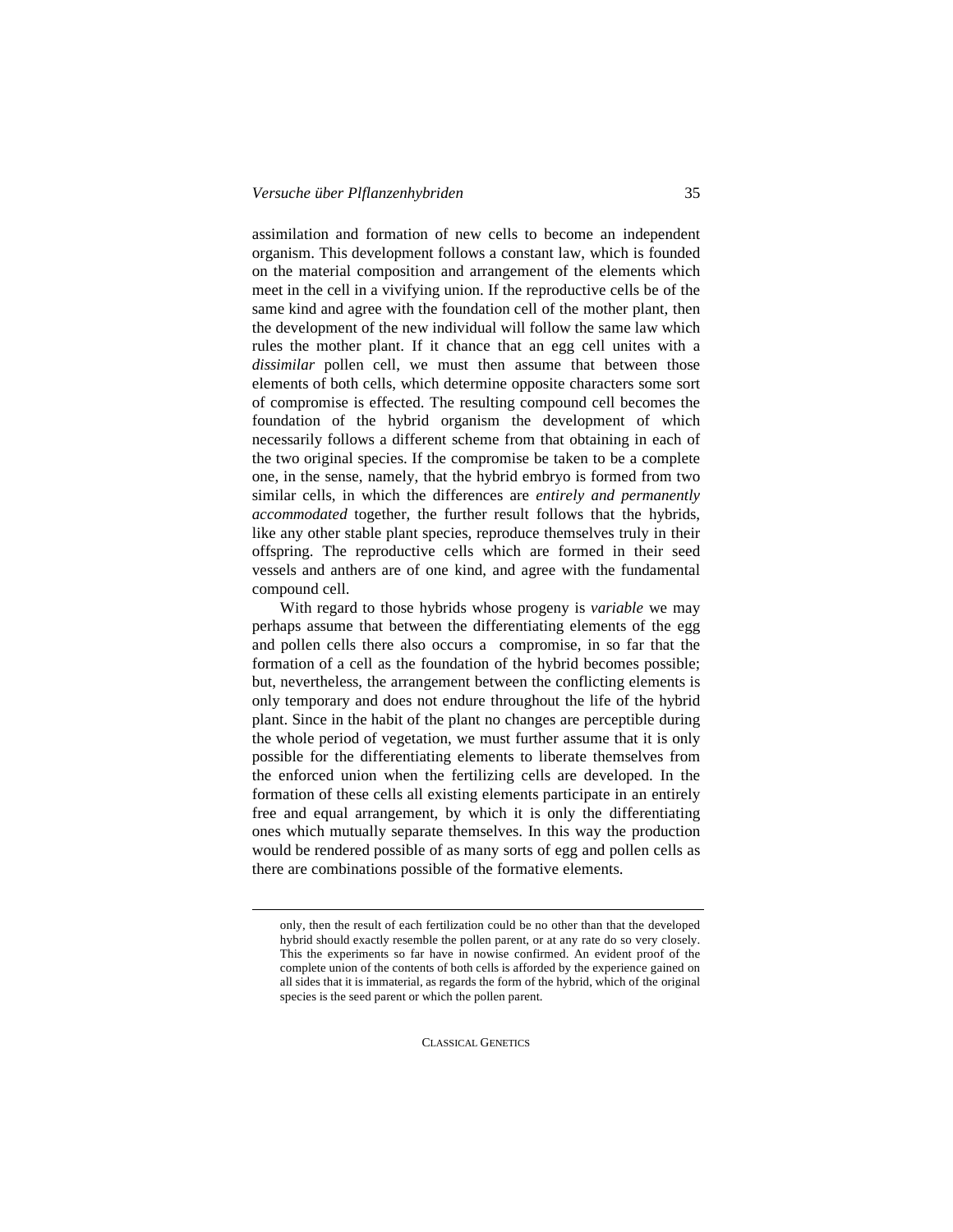assimilation and formation of new cells to become an independent organism. This development follows a constant law, which is founded on the material composition and arrangement of the elements which meet in the cell in a vivifying union. If the reproductive cells be of the same kind and agree with the foundation cell of the mother plant, then the development of the new individual will follow the same law which rules the mother plant. If it chance that an egg cell unites with a *dissimilar* pollen cell, we must then assume that between those elements of both cells, which determine opposite characters some sort of compromise is effected. The resulting compound cell becomes the foundation of the hybrid organism the development of which necessarily follows a different scheme from that obtaining in each of the two original species. If the compromise be taken to be a complete one, in the sense, namely, that the hybrid embryo is formed from two similar cells, in which the differences are *entirely and permanently accommodated* together, the further result follows that the hybrids, like any other stable plant species, reproduce themselves truly in their offspring. The reproductive cells which are formed in their seed vessels and anthers are of one kind, and agree with the fundamental compound cell.

With regard to those hybrids whose progeny is *variable* we may perhaps assume that between the differentiating elements of the egg and pollen cells there also occurs a compromise, in so far that the formation of a cell as the foundation of the hybrid becomes possible; but, nevertheless, the arrangement between the conflicting elements is only temporary and does not endure throughout the life of the hybrid plant. Since in the habit of the plant no changes are perceptible during the whole period of vegetation, we must further assume that it is only possible for the differentiating elements to liberate themselves from the enforced union when the fertilizing cells are developed. In the formation of these cells all existing elements participate in an entirely free and equal arrangement, by which it is only the differentiating ones which mutually separate themselves. In this way the production would be rendered possible of as many sorts of egg and pollen cells as there are combinations possible of the formative elements.

---

only, then the result of each fertilization could be no other than that the developed hybrid should exactly resemble the pollen parent, or at any rate do so very closely. This the experiments so far have in nowise confirmed. An evident proof of the complete union of the contents of both cells is afforded by the experience gained on all sides that it is immaterial, as regards the form of the hybrid, which of the original species is the seed parent or which the pollen parent.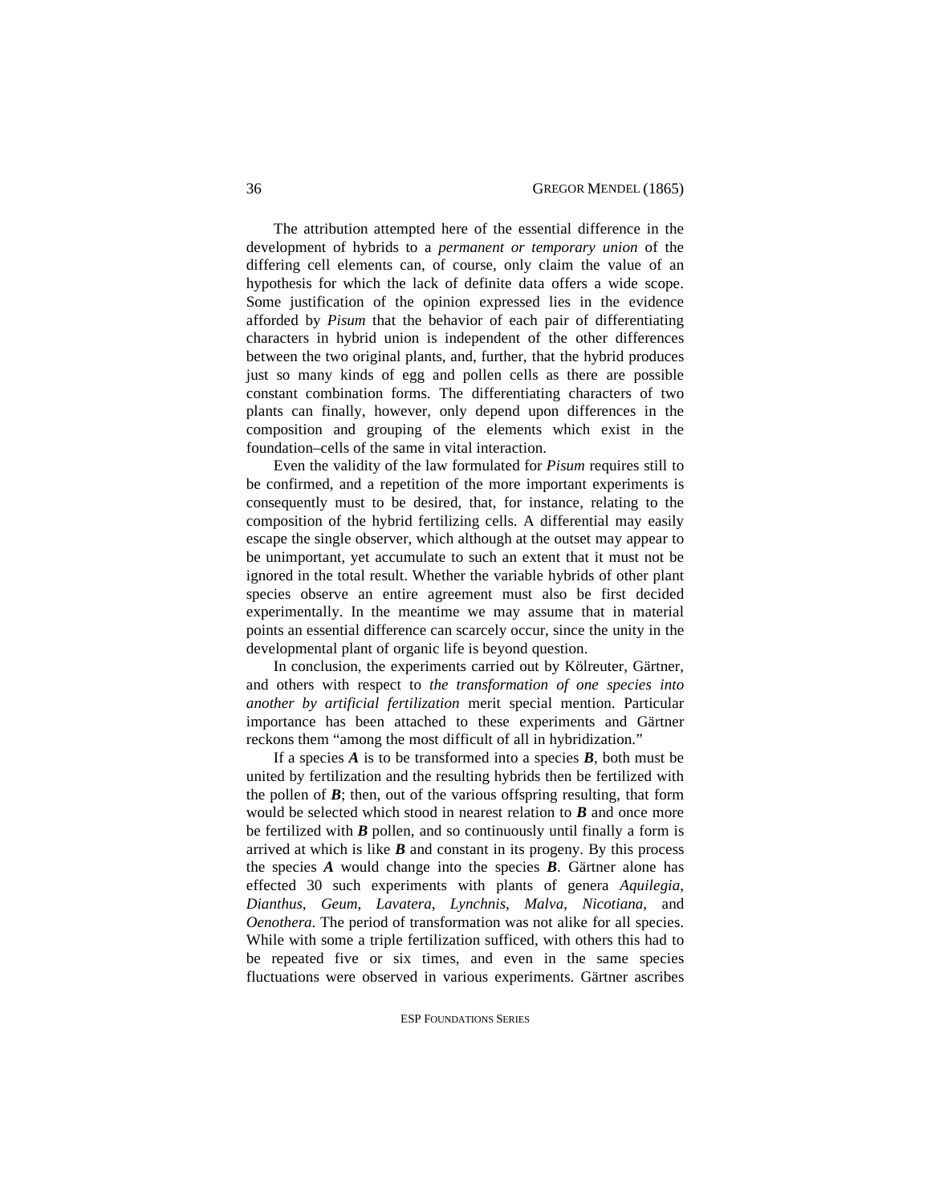The attribution attempted here of the essential difference in the development of hybrids to a *permanent or temporary union* of the differing cell elements can, of course, only claim the value of an hypothesis for which the lack of definite data offers a wide scope. Some justification of the opinion expressed lies in the evidence afforded by *Pisum* that the behavior of each pair of differentiating characters in hybrid union is independent of the other differences between the two original plants, and, further, that the hybrid produces just so many kinds of egg and pollen cells as there are possible constant combination forms. The differentiating characters of two plants can finally, however, only depend upon differences in the composition and grouping of the elements which exist in the foundation–cells of the same in vital interaction.

Even the validity of the law formulated for *Pisum* requires still to be confirmed, and a repetition of the more important experiments is consequently must to be desired, that, for instance, relating to the composition of the hybrid fertilizing cells. A differential may easily escape the single observer, which although at the outset may appear to be unimportant, yet accumulate to such an extent that it must not be ignored in the total result. Whether the variable hybrids of other plant species observe an entire agreement must also be first decided experimentally. In the meantime we may assume that in material points an essential difference can scarcely occur, since the unity in the developmental plant of organic life is beyond question.

In conclusion, the experiments carried out by Kölreuter, Gärtner, and others with respect to *the transformation of one species into another by artificial fertilization* merit special mention. Particular importance has been attached to these experiments and Gärtner reckons them "among the most difficult of all in hybridization."

If a species ***A*** is to be transformed into a species ***B***, both must be united by fertilization and the resulting hybrids then be fertilized with the pollen of ***B***; then, out of the various offspring resulting, that form would be selected which stood in nearest relation to ***B*** and once more be fertilized with ***B*** pollen, and so continuously until finally a form is arrived at which is like ***B*** and constant in its progeny. By this process the species ***A*** would change into the species ***B***. Gärtner alone has effected 30 such experiments with plants of genera *Aquilegia*, *Dianthus*, *Geum*, *Lavatera*, *Lynchnis*, *Malva*, *Nicotiana*, and *Oenothera*. The period of transformation was not alike for all species. While with some a triple fertilization sufficed, with others this had to be repeated five or six times, and even in the same species fluctuations were observed in various experiments. Gärtner ascribes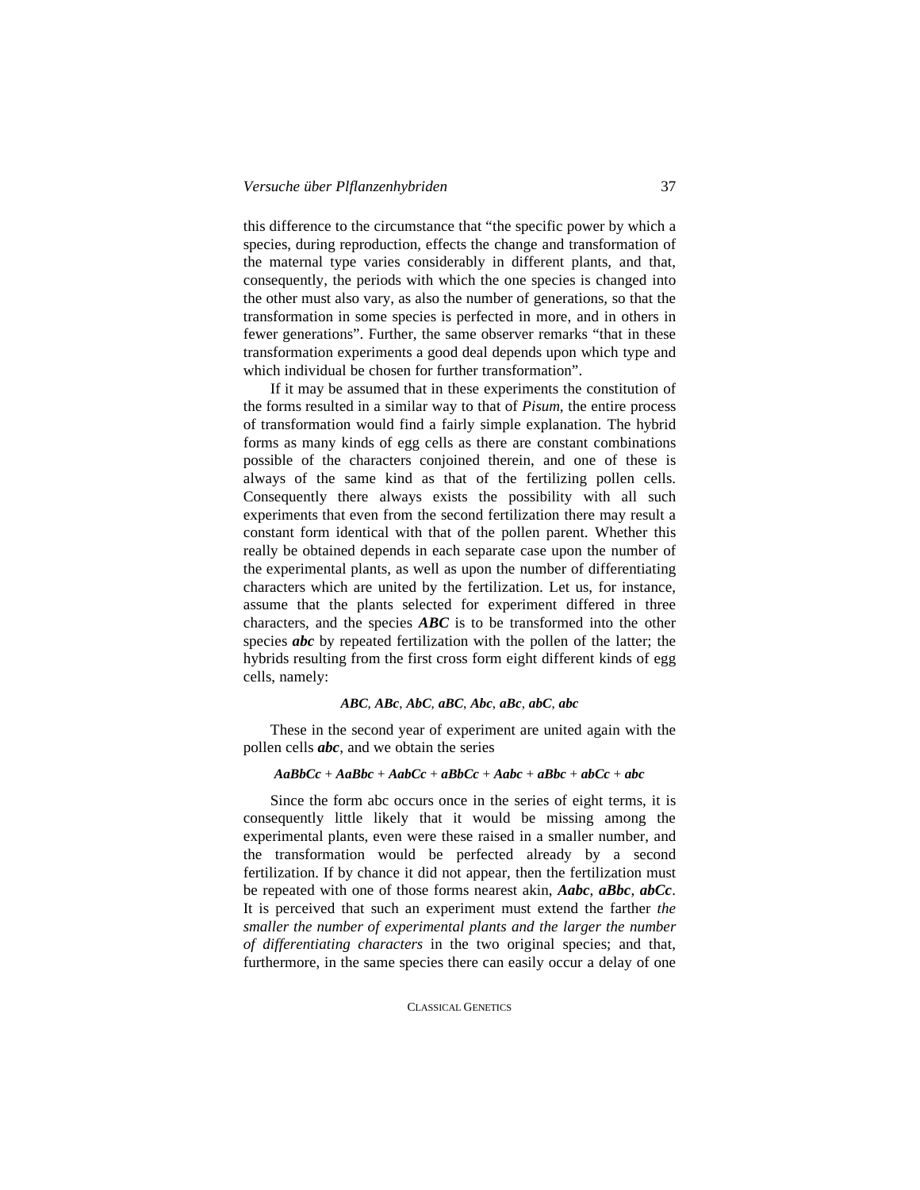this difference to the circumstance that "the specific power by which a species, during reproduction, effects the change and transformation of the maternal type varies considerably in different plants, and that, consequently, the periods with which the one species is changed into the other must also vary, as also the number of generations, so that the transformation in some species is perfected in more, and in others in fewer generations". Further, the same observer remarks "that in these transformation experiments a good deal depends upon which type and which individual be chosen for further transformation".

If it may be assumed that in these experiments the constitution of the forms resulted in a similar way to that of *Pisum*, the entire process of transformation would find a fairly simple explanation. The hybrid forms as many kinds of egg cells as there are constant combinations possible of the characters conjoined therein, and one of these is always of the same kind as that of the fertilizing pollen cells. Consequently there always exists the possibility with all such experiments that even from the second fertilization there may result a constant form identical with that of the pollen parent. Whether this really be obtained depends in each separate case upon the number of the experimental plants, as well as upon the number of differentiating characters which are united by the fertilization. Let us, for instance, assume that the plants selected for experiment differed in three characters, and the species ***ABC*** is to be transformed into the other species ***abc*** by repeated fertilization with the pollen of the latter; the hybrids resulting from the first cross form eight different kinds of egg cells, namely:

***ABC***, ***ABc***, ***AbC***, ***aBC***, ***Abc***, ***aBc***, ***abC***, ***abc***

These in the second year of experiment are united again with the pollen cells ***abc***, and we obtain the series

***AaBbCc*** + ***AaBbc*** + ***AabCc*** + ***aBbCc*** + ***Aabc*** + ***aBbc*** + ***abCc*** + ***abc***

Since the form abc occurs once in the series of eight terms, it is consequently little likely that it would be missing among the experimental plants, even were these raised in a smaller number, and the transformation would be perfected already by a second fertilization. If by chance it did not appear, then the fertilization must be repeated with one of those forms nearest akin, ***Aabc***, ***aBbc***, ***abCc***. It is perceived that such an experiment must extend the farther *the smaller the number of experimental plants and the larger the number of differentiating characters* in the two original species; and that, furthermore, in the same species there can easily occur a delay of one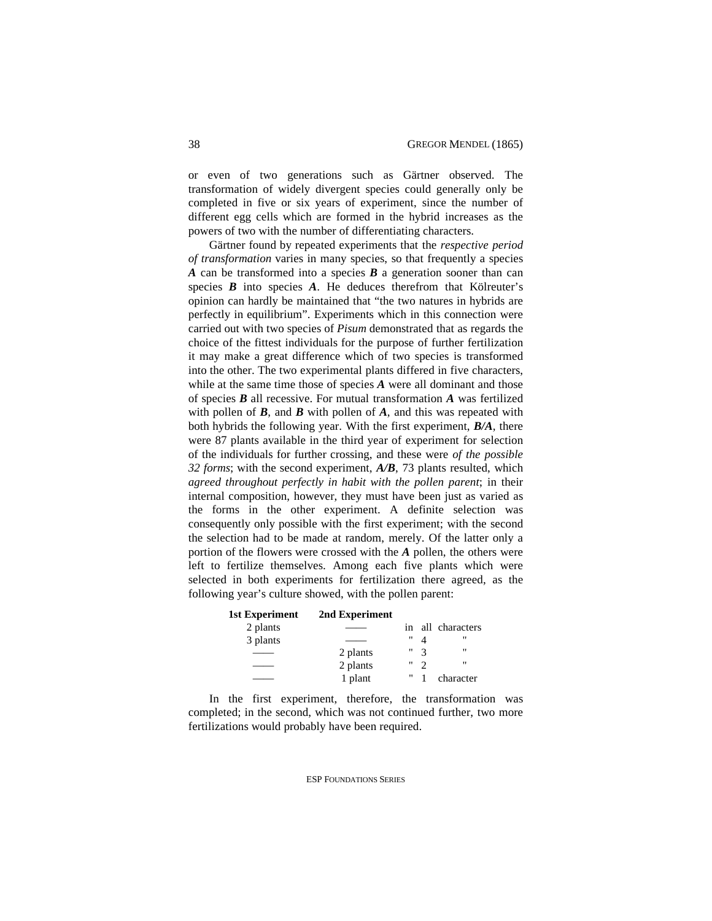or even of two generations such as Gärtner observed. The transformation of widely divergent species could generally only be completed in five or six years of experiment, since the number of different egg cells which are formed in the hybrid increases as the powers of two with the number of differentiating characters.

Gärtner found by repeated experiments that the *respective period of transformation* varies in many species, so that frequently a species ***A*** can be transformed into a species ***B*** a generation sooner than can species ***B*** into species ***A***. He deduces therefrom that Kölreuter's opinion can hardly be maintained that "the two natures in hybrids are perfectly in equilibrium". Experiments which in this connection were carried out with two species of *Pisum* demonstrated that as regards the choice of the fittest individuals for the purpose of further fertilization it may make a great difference which of two species is transformed into the other. The two experimental plants differed in five characters, while at the same time those of species ***A*** were all dominant and those of species ***B*** all recessive. For mutual transformation ***A*** was fertilized with pollen of ***B***, and ***B*** with pollen of ***A***, and this was repeated with both hybrids the following year. With the first experiment, ***B/A***, there were 87 plants available in the third year of experiment for selection of the individuals for further crossing, and these were *of the possible 32 forms*; with the second experiment, ***A/B***, 73 plants resulted, which *agreed throughout perfectly in habit with the pollen parent*; in their internal composition, however, they must have been just as varied as the forms in the other experiment. A definite selection was consequently only possible with the first experiment; with the second the selection had to be made at random, merely. Of the latter only a portion of the flowers were crossed with the ***A*** pollen, the others were left to fertilize themselves. Among each five plants which were selected in both experiments for fertilization there agreed, as the following year's culture showed, with the pollen parent:

| 1st Experiment | 2nd Experiment | |
|---|---|---|
| 2 plants | —— | in all characters |
| 3 plants | —— | " 4 " |
| —— | 2 plants | " 3 " |
| —— | 2 plants | " 2 " |
| —— | 1 plant | " 1 character |

In the first experiment, therefore, the transformation was completed; in the second, which was not continued further, two more fertilizations would probably have been required.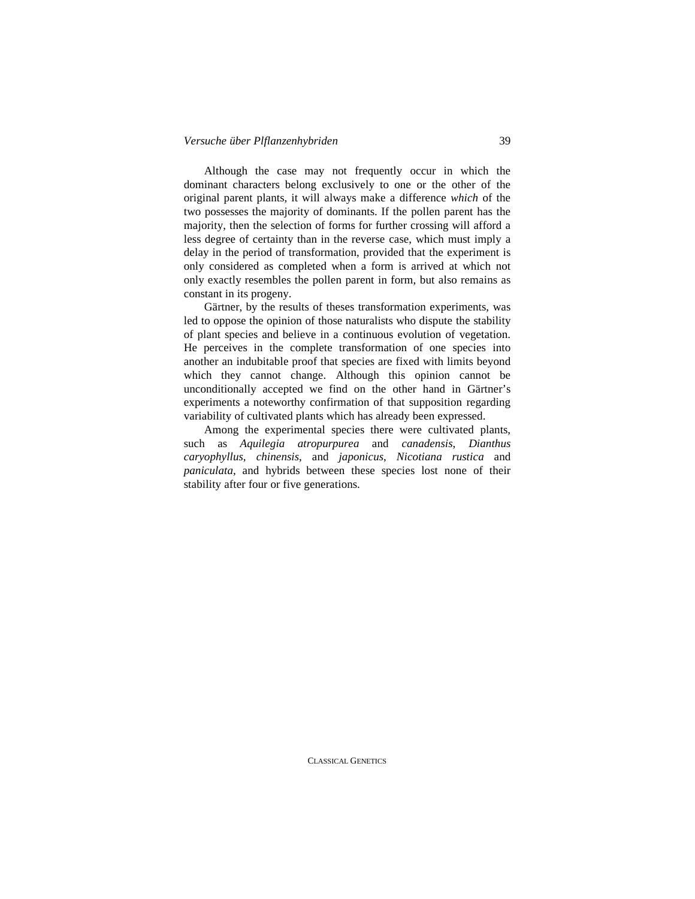Although the case may not frequently occur in which the dominant characters belong exclusively to one or the other of the original parent plants, it will always make a difference *which* of the two possesses the majority of dominants. If the pollen parent has the majority, then the selection of forms for further crossing will afford a less degree of certainty than in the reverse case, which must imply a delay in the period of transformation, provided that the experiment is only considered as completed when a form is arrived at which not only exactly resembles the pollen parent in form, but also remains as constant in its progeny.

Gärtner, by the results of theses transformation experiments, was led to oppose the opinion of those naturalists who dispute the stability of plant species and believe in a continuous evolution of vegetation. He perceives in the complete transformation of one species into another an indubitable proof that species are fixed with limits beyond which they cannot change. Although this opinion cannot be unconditionally accepted we find on the other hand in Gärtner's experiments a noteworthy confirmation of that supposition regarding variability of cultivated plants which has already been expressed.

Among the experimental species there were cultivated plants, such as *Aquilegia atropurpurea* and *canadensis*, *Dianthus caryophyllus*, *chinensis*, and *japonicus*, *Nicotiana rustica* and *paniculata*, and hybrids between these species lost none of their stability after four or five generations.